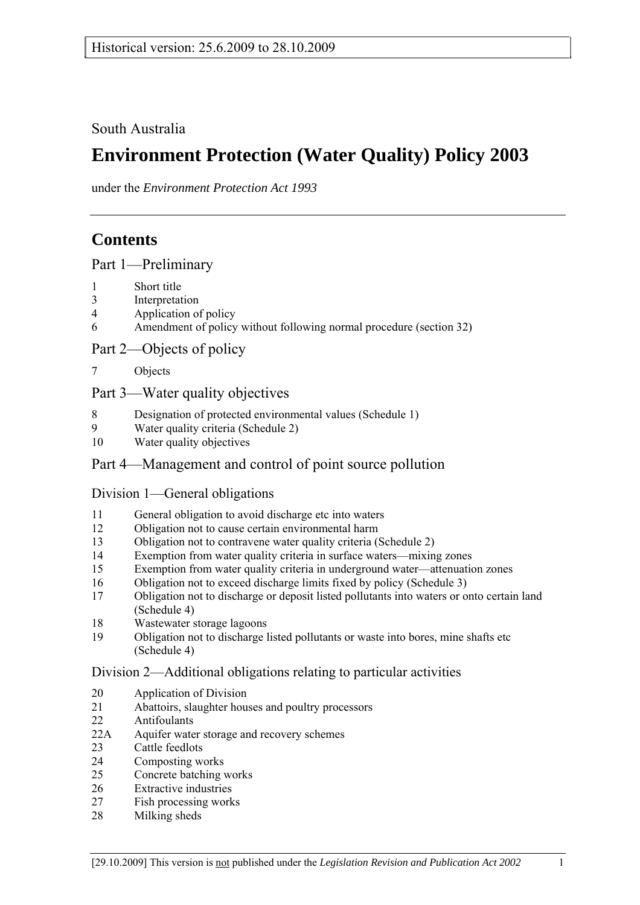Historical version: 25.6.2009 to 28.10.2009

South Australia

# Environment Protection (Water Quality) Policy 2003

under the *Environment Protection Act 1993*

## Contents

### Part 1—Preliminary

1 Short title
3 Interpretation
4 Application of policy
6 Amendment of policy without following normal procedure (section 32)

### Part 2—Objects of policy

7 Objects

### Part 3—Water quality objectives

8 Designation of protected environmental values (Schedule 1)
9 Water quality criteria (Schedule 2)
10 Water quality objectives

### Part 4—Management and control of point source pollution

#### Division 1—General obligations

11 General obligation to avoid discharge etc into waters
12 Obligation not to cause certain environmental harm
13 Obligation not to contravene water quality criteria (Schedule 2)
14 Exemption from water quality criteria in surface waters—mixing zones
15 Exemption from water quality criteria in underground water—attenuation zones
16 Obligation not to exceed discharge limits fixed by policy (Schedule 3)
17 Obligation not to discharge or deposit listed pollutants into waters or onto certain land (Schedule 4)
18 Wastewater storage lagoons
19 Obligation not to discharge listed pollutants or waste into bores, mine shafts etc (Schedule 4)

#### Division 2—Additional obligations relating to particular activities

20 Application of Division
21 Abattoirs, slaughter houses and poultry processors
22 Antifoulants
22A Aquifer water storage and recovery schemes
23 Cattle feedlots
24 Composting works
25 Concrete batching works
26 Extractive industries
27 Fish processing works
28 Milking sheds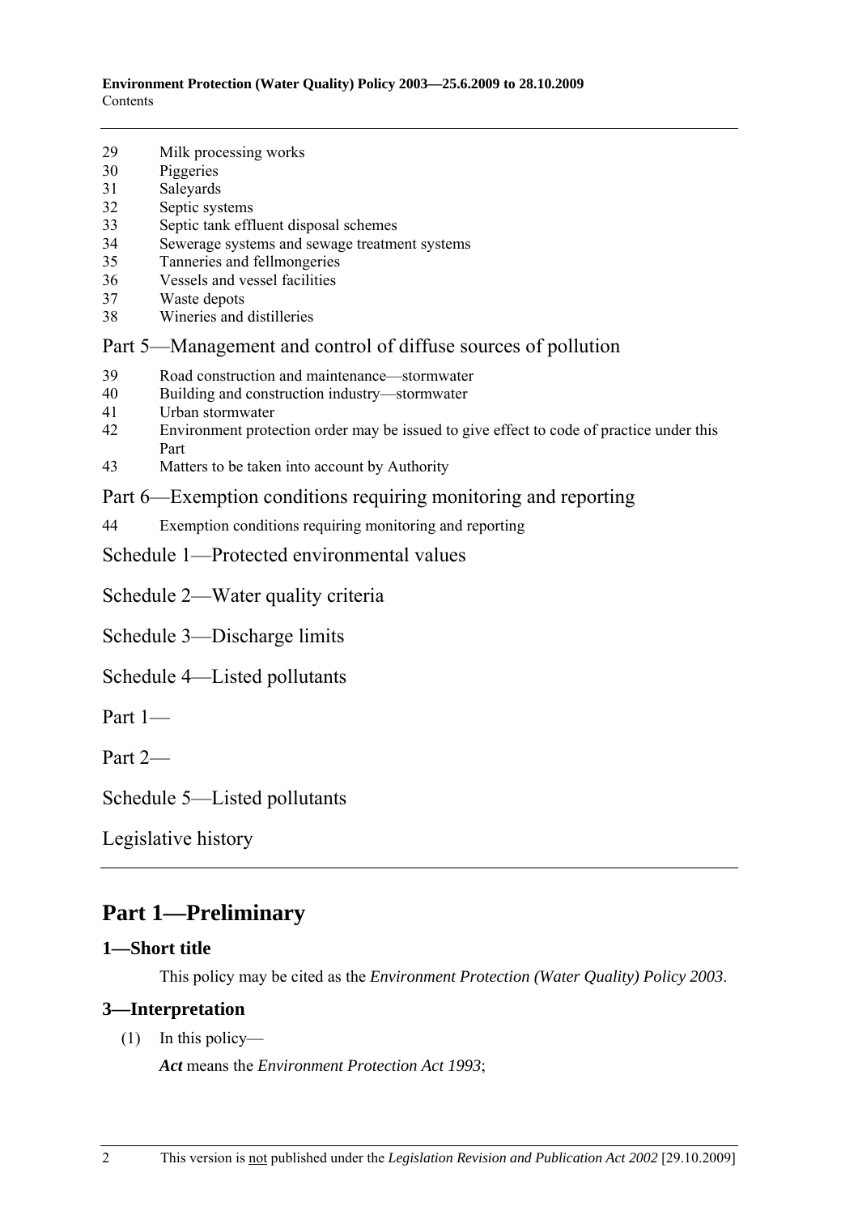29 Milk processing works
30 Piggeries
31 Saleyards
32 Septic systems
33 Septic tank effluent disposal schemes
34 Sewerage systems and sewage treatment systems
35 Tanneries and fellmongeries
36 Vessels and vessel facilities
37 Waste depots
38 Wineries and distilleries

Part 5—Management and control of diffuse sources of pollution

39 Road construction and maintenance—stormwater
40 Building and construction industry—stormwater
41 Urban stormwater
42 Environment protection order may be issued to give effect to code of practice under this Part
43 Matters to be taken into account by Authority

Part 6—Exemption conditions requiring monitoring and reporting

44 Exemption conditions requiring monitoring and reporting

Schedule 1—Protected environmental values

Schedule 2—Water quality criteria

Schedule 3—Discharge limits

Schedule 4—Listed pollutants

Part 1—

Part 2—

Schedule 5—Listed pollutants

Legislative history

# Part 1—Preliminary

## 1—Short title

This policy may be cited as the *Environment Protection (Water Quality) Policy 2003*.

## 3—Interpretation

(1) In this policy—

***Act*** means the *Environment Protection Act 1993*;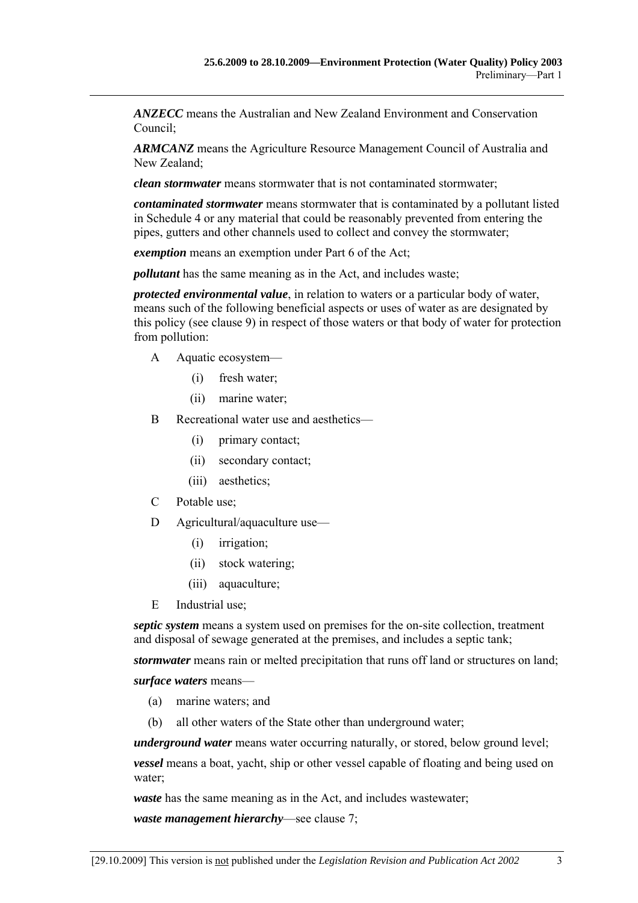***ANZECC*** means the Australian and New Zealand Environment and Conservation Council;

***ARMCANZ*** means the Agriculture Resource Management Council of Australia and New Zealand;

***clean stormwater*** means stormwater that is not contaminated stormwater;

***contaminated stormwater*** means stormwater that is contaminated by a pollutant listed in Schedule 4 or any material that could be reasonably prevented from entering the pipes, gutters and other channels used to collect and convey the stormwater;

***exemption*** means an exemption under Part 6 of the Act;

***pollutant*** has the same meaning as in the Act, and includes waste;

***protected environmental value***, in relation to waters or a particular body of water, means such of the following beneficial aspects or uses of water as are designated by this policy (see clause 9) in respect of those waters or that body of water for protection from pollution:

- A Aquatic ecosystem—
  - (i) fresh water;
  - (ii) marine water;
- B Recreational water use and aesthetics—
  - (i) primary contact;
  - (ii) secondary contact;
  - (iii) aesthetics;
- C Potable use;
- D Agricultural/aquaculture use—
  - (i) irrigation;
  - (ii) stock watering;
  - (iii) aquaculture;
- E Industrial use;

***septic system*** means a system used on premises for the on-site collection, treatment and disposal of sewage generated at the premises, and includes a septic tank;

***stormwater*** means rain or melted precipitation that runs off land or structures on land;

***surface waters*** means—

- (a) marine waters; and
- (b) all other waters of the State other than underground water;

***underground water*** means water occurring naturally, or stored, below ground level;

***vessel*** means a boat, yacht, ship or other vessel capable of floating and being used on water;

***waste*** has the same meaning as in the Act, and includes wastewater;

***waste management hierarchy***—see clause 7;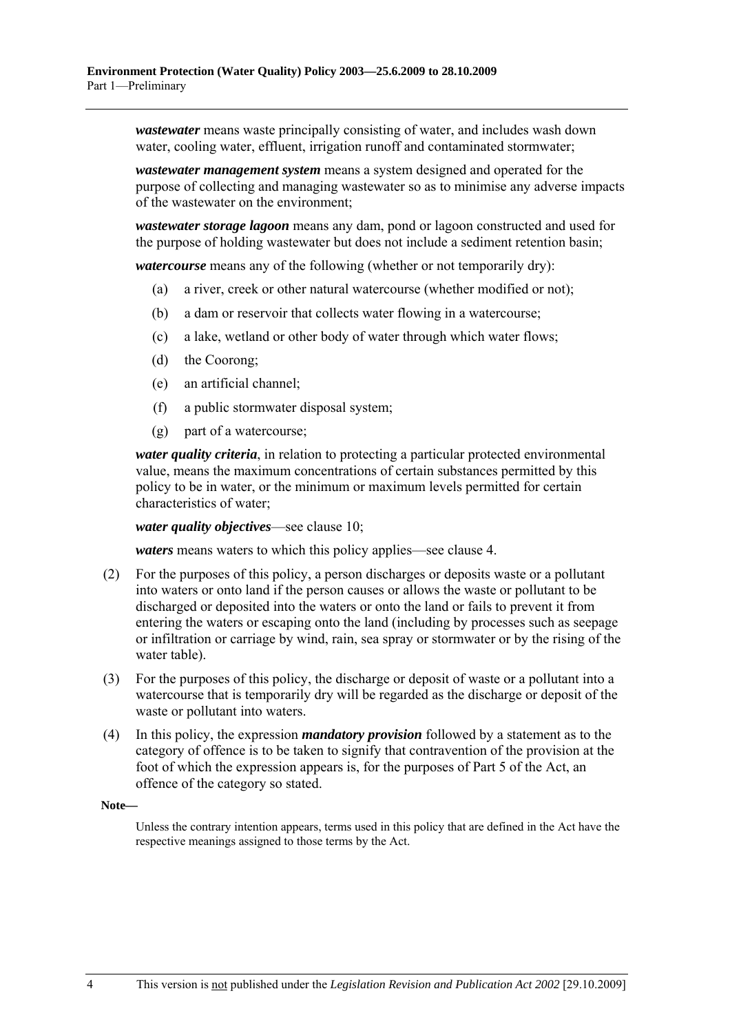***wastewater*** means waste principally consisting of water, and includes wash down water, cooling water, effluent, irrigation runoff and contaminated stormwater;

***wastewater management system*** means a system designed and operated for the purpose of collecting and managing wastewater so as to minimise any adverse impacts of the wastewater on the environment;

***wastewater storage lagoon*** means any dam, pond or lagoon constructed and used for the purpose of holding wastewater but does not include a sediment retention basin;

***watercourse*** means any of the following (whether or not temporarily dry):

(a) a river, creek or other natural watercourse (whether modified or not);

(b) a dam or reservoir that collects water flowing in a watercourse;

(c) a lake, wetland or other body of water through which water flows;

(d) the Coorong;

(e) an artificial channel;

(f) a public stormwater disposal system;

(g) part of a watercourse;

***water quality criteria***, in relation to protecting a particular protected environmental value, means the maximum concentrations of certain substances permitted by this policy to be in water, or the minimum or maximum levels permitted for certain characteristics of water;

***water quality objectives***—see clause 10;

***waters*** means waters to which this policy applies—see clause 4.

(2) For the purposes of this policy, a person discharges or deposits waste or a pollutant into waters or onto land if the person causes or allows the waste or pollutant to be discharged or deposited into the waters or onto the land or fails to prevent it from entering the waters or escaping onto the land (including by processes such as seepage or infiltration or carriage by wind, rain, sea spray or stormwater or by the rising of the water table).

(3) For the purposes of this policy, the discharge or deposit of waste or a pollutant into a watercourse that is temporarily dry will be regarded as the discharge or deposit of the waste or pollutant into waters.

(4) In this policy, the expression ***mandatory provision*** followed by a statement as to the category of offence is to be taken to signify that contravention of the provision at the foot of which the expression appears is, for the purposes of Part 5 of the Act, an offence of the category so stated.

**Note—**

Unless the contrary intention appears, terms used in this policy that are defined in the Act have the respective meanings assigned to those terms by the Act.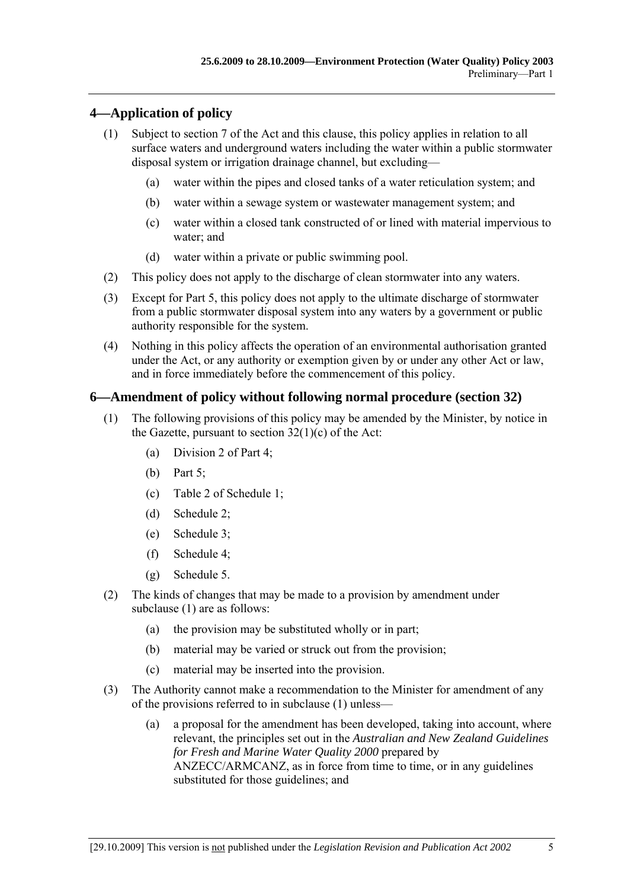## 4—Application of policy

(1) Subject to section 7 of the Act and this clause, this policy applies in relation to all surface waters and underground waters including the water within a public stormwater disposal system or irrigation drainage channel, but excluding—

   (a) water within the pipes and closed tanks of a water reticulation system; and

   (b) water within a sewage system or wastewater management system; and

   (c) water within a closed tank constructed of or lined with material impervious to water; and

   (d) water within a private or public swimming pool.

(2) This policy does not apply to the discharge of clean stormwater into any waters.

(3) Except for Part 5, this policy does not apply to the ultimate discharge of stormwater from a public stormwater disposal system into any waters by a government or public authority responsible for the system.

(4) Nothing in this policy affects the operation of an environmental authorisation granted under the Act, or any authority or exemption given by or under any other Act or law, and in force immediately before the commencement of this policy.

## 6—Amendment of policy without following normal procedure (section 32)

(1) The following provisions of this policy may be amended by the Minister, by notice in the Gazette, pursuant to section 32(1)(c) of the Act:

   (a) Division 2 of Part 4;

   (b) Part 5;

   (c) Table 2 of Schedule 1;

   (d) Schedule 2;

   (e) Schedule 3;

   (f) Schedule 4;

   (g) Schedule 5.

(2) The kinds of changes that may be made to a provision by amendment under subclause (1) are as follows:

   (a) the provision may be substituted wholly or in part;

   (b) material may be varied or struck out from the provision;

   (c) material may be inserted into the provision.

(3) The Authority cannot make a recommendation to the Minister for amendment of any of the provisions referred to in subclause (1) unless—

   (a) a proposal for the amendment has been developed, taking into account, where relevant, the principles set out in the *Australian and New Zealand Guidelines for Fresh and Marine Water Quality 2000* prepared by ANZECC/ARMCANZ, as in force from time to time, or in any guidelines substituted for those guidelines; and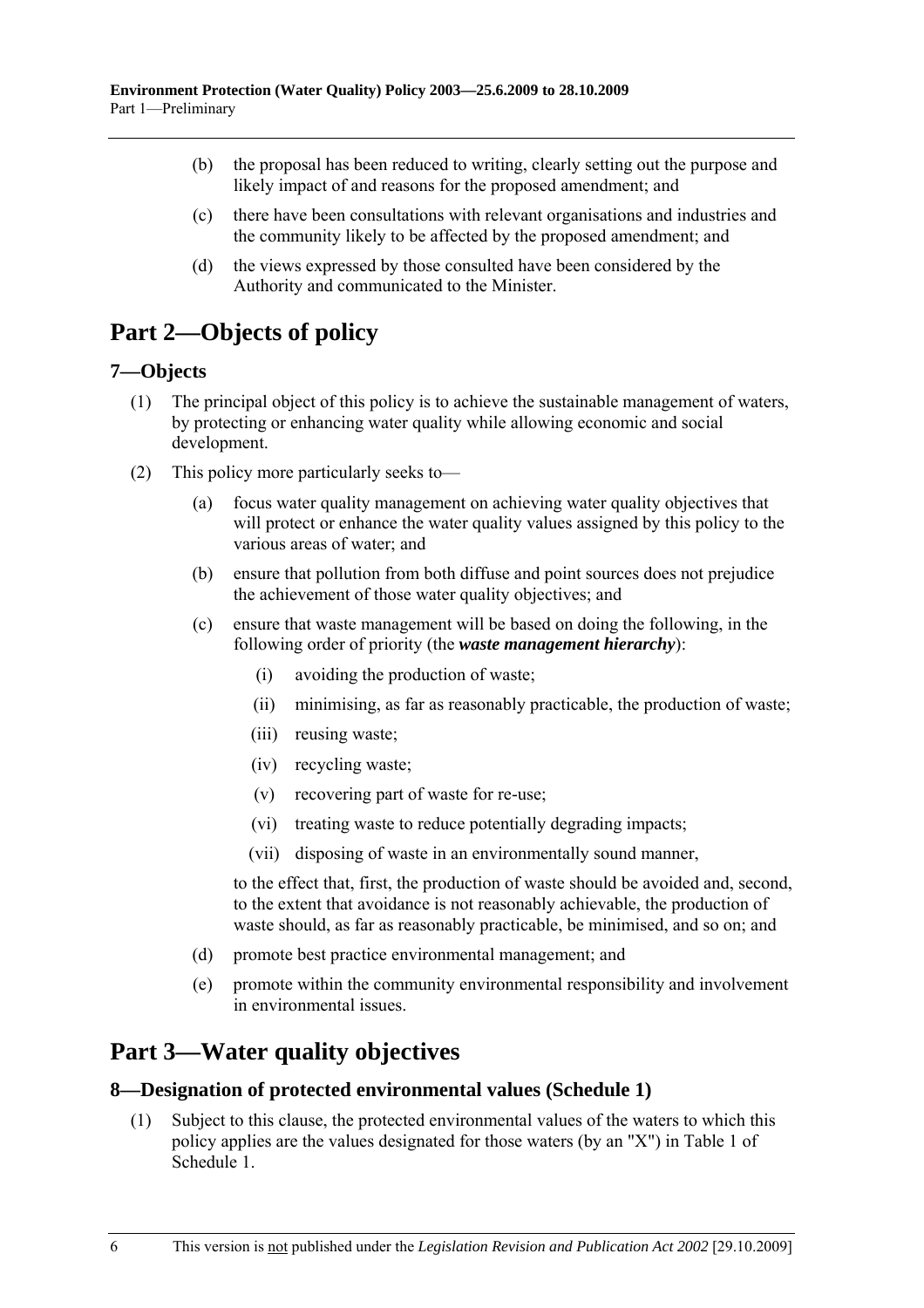(b) the proposal has been reduced to writing, clearly setting out the purpose and likely impact of and reasons for the proposed amendment; and

(c) there have been consultations with relevant organisations and industries and the community likely to be affected by the proposed amendment; and

(d) the views expressed by those consulted have been considered by the Authority and communicated to the Minister.

# Part 2—Objects of policy

## 7—Objects

(1) The principal object of this policy is to achieve the sustainable management of waters, by protecting or enhancing water quality while allowing economic and social development.

(2) This policy more particularly seeks to—

(a) focus water quality management on achieving water quality objectives that will protect or enhance the water quality values assigned by this policy to the various areas of water; and

(b) ensure that pollution from both diffuse and point sources does not prejudice the achievement of those water quality objectives; and

(c) ensure that waste management will be based on doing the following, in the following order of priority (the ***waste management hierarchy***):

(i) avoiding the production of waste;

(ii) minimising, as far as reasonably practicable, the production of waste;

(iii) reusing waste;

(iv) recycling waste;

(v) recovering part of waste for re-use;

(vi) treating waste to reduce potentially degrading impacts;

(vii) disposing of waste in an environmentally sound manner,

to the effect that, first, the production of waste should be avoided and, second, to the extent that avoidance is not reasonably achievable, the production of waste should, as far as reasonably practicable, be minimised, and so on; and

(d) promote best practice environmental management; and

(e) promote within the community environmental responsibility and involvement in environmental issues.

# Part 3—Water quality objectives

## 8—Designation of protected environmental values (Schedule 1)

(1) Subject to this clause, the protected environmental values of the waters to which this policy applies are the values designated for those waters (by an "X") in Table 1 of Schedule 1.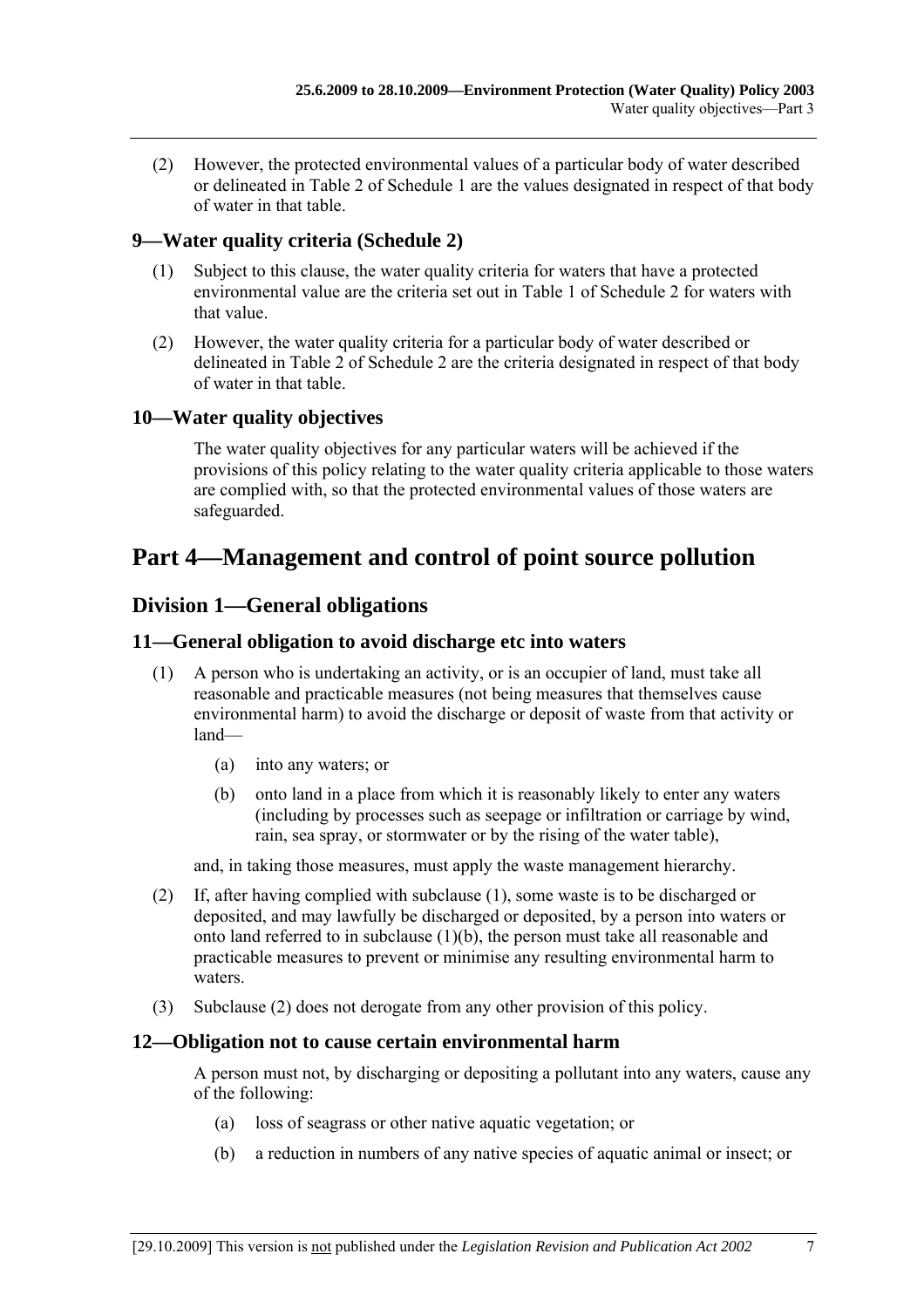(2) However, the protected environmental values of a particular body of water described or delineated in Table 2 of Schedule 1 are the values designated in respect of that body of water in that table.

### 9—Water quality criteria (Schedule 2)

(1) Subject to this clause, the water quality criteria for waters that have a protected environmental value are the criteria set out in Table 1 of Schedule 2 for waters with that value.

(2) However, the water quality criteria for a particular body of water described or delineated in Table 2 of Schedule 2 are the criteria designated in respect of that body of water in that table.

### 10—Water quality objectives

The water quality objectives for any particular waters will be achieved if the provisions of this policy relating to the water quality criteria applicable to those waters are complied with, so that the protected environmental values of those waters are safeguarded.

# Part 4—Management and control of point source pollution

## Division 1—General obligations

### 11—General obligation to avoid discharge etc into waters

(1) A person who is undertaking an activity, or is an occupier of land, must take all reasonable and practicable measures (not being measures that themselves cause environmental harm) to avoid the discharge or deposit of waste from that activity or land—

(a) into any waters; or

(b) onto land in a place from which it is reasonably likely to enter any waters (including by processes such as seepage or infiltration or carriage by wind, rain, sea spray, or stormwater or by the rising of the water table),

and, in taking those measures, must apply the waste management hierarchy.

(2) If, after having complied with subclause (1), some waste is to be discharged or deposited, and may lawfully be discharged or deposited, by a person into waters or onto land referred to in subclause (1)(b), the person must take all reasonable and practicable measures to prevent or minimise any resulting environmental harm to waters.

(3) Subclause (2) does not derogate from any other provision of this policy.

### 12—Obligation not to cause certain environmental harm

A person must not, by discharging or depositing a pollutant into any waters, cause any of the following:

(a) loss of seagrass or other native aquatic vegetation; or

(b) a reduction in numbers of any native species of aquatic animal or insect; or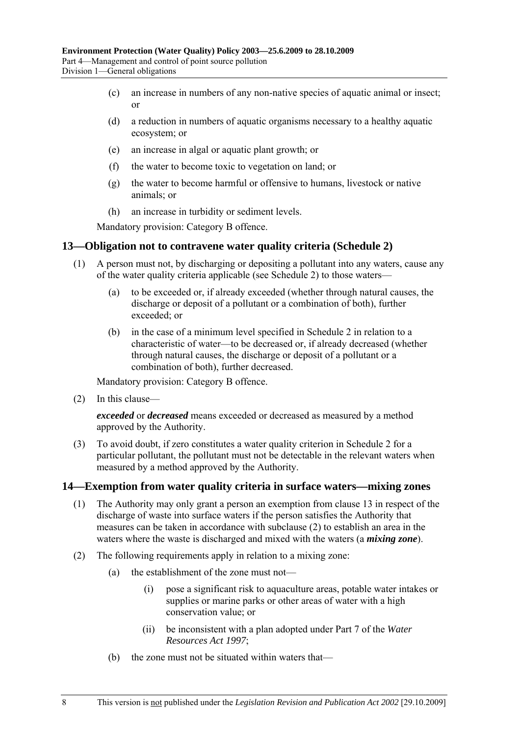(c) an increase in numbers of any non-native species of aquatic animal or insect; or

(d) a reduction in numbers of aquatic organisms necessary to a healthy aquatic ecosystem; or

(e) an increase in algal or aquatic plant growth; or

(f) the water to become toxic to vegetation on land; or

(g) the water to become harmful or offensive to humans, livestock or native animals; or

(h) an increase in turbidity or sediment levels.

Mandatory provision: Category B offence.

## 13—Obligation not to contravene water quality criteria (Schedule 2)

(1) A person must not, by discharging or depositing a pollutant into any waters, cause any of the water quality criteria applicable (see Schedule 2) to those waters—

(a) to be exceeded or, if already exceeded (whether through natural causes, the discharge or deposit of a pollutant or a combination of both), further exceeded; or

(b) in the case of a minimum level specified in Schedule 2 in relation to a characteristic of water—to be decreased or, if already decreased (whether through natural causes, the discharge or deposit of a pollutant or a combination of both), further decreased.

Mandatory provision: Category B offence.

(2) In this clause—

***exceeded*** or ***decreased*** means exceeded or decreased as measured by a method approved by the Authority.

(3) To avoid doubt, if zero constitutes a water quality criterion in Schedule 2 for a particular pollutant, the pollutant must not be detectable in the relevant waters when measured by a method approved by the Authority.

## 14—Exemption from water quality criteria in surface waters—mixing zones

(1) The Authority may only grant a person an exemption from clause 13 in respect of the discharge of waste into surface waters if the person satisfies the Authority that measures can be taken in accordance with subclause (2) to establish an area in the waters where the waste is discharged and mixed with the waters (a ***mixing zone***).

(2) The following requirements apply in relation to a mixing zone:

(a) the establishment of the zone must not—

(i) pose a significant risk to aquaculture areas, potable water intakes or supplies or marine parks or other areas of water with a high conservation value; or

(ii) be inconsistent with a plan adopted under Part 7 of the *Water Resources Act 1997*;

(b) the zone must not be situated within waters that—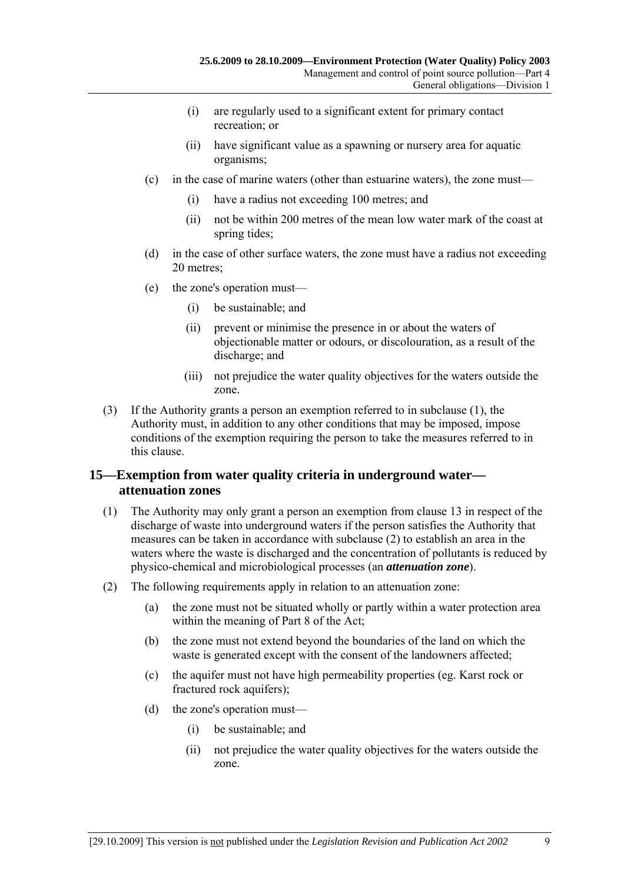(i) are regularly used to a significant extent for primary contact recreation; or

(ii) have significant value as a spawning or nursery area for aquatic organisms;

(c) in the case of marine waters (other than estuarine waters), the zone must—

(i) have a radius not exceeding 100 metres; and

(ii) not be within 200 metres of the mean low water mark of the coast at spring tides;

(d) in the case of other surface waters, the zone must have a radius not exceeding 20 metres;

(e) the zone's operation must—

(i) be sustainable; and

(ii) prevent or minimise the presence in or about the waters of objectionable matter or odours, or discolouration, as a result of the discharge; and

(iii) not prejudice the water quality objectives for the waters outside the zone.

(3) If the Authority grants a person an exemption referred to in subclause (1), the Authority must, in addition to any other conditions that may be imposed, impose conditions of the exemption requiring the person to take the measures referred to in this clause.

## 15—Exemption from water quality criteria in underground water—attenuation zones

(1) The Authority may only grant a person an exemption from clause 13 in respect of the discharge of waste into underground waters if the person satisfies the Authority that measures can be taken in accordance with subclause (2) to establish an area in the waters where the waste is discharged and the concentration of pollutants is reduced by physico-chemical and microbiological processes (an ***attenuation zone***).

(2) The following requirements apply in relation to an attenuation zone:

(a) the zone must not be situated wholly or partly within a water protection area within the meaning of Part 8 of the Act;

(b) the zone must not extend beyond the boundaries of the land on which the waste is generated except with the consent of the landowners affected;

(c) the aquifer must not have high permeability properties (eg. Karst rock or fractured rock aquifers);

(d) the zone's operation must—

(i) be sustainable; and

(ii) not prejudice the water quality objectives for the waters outside the zone.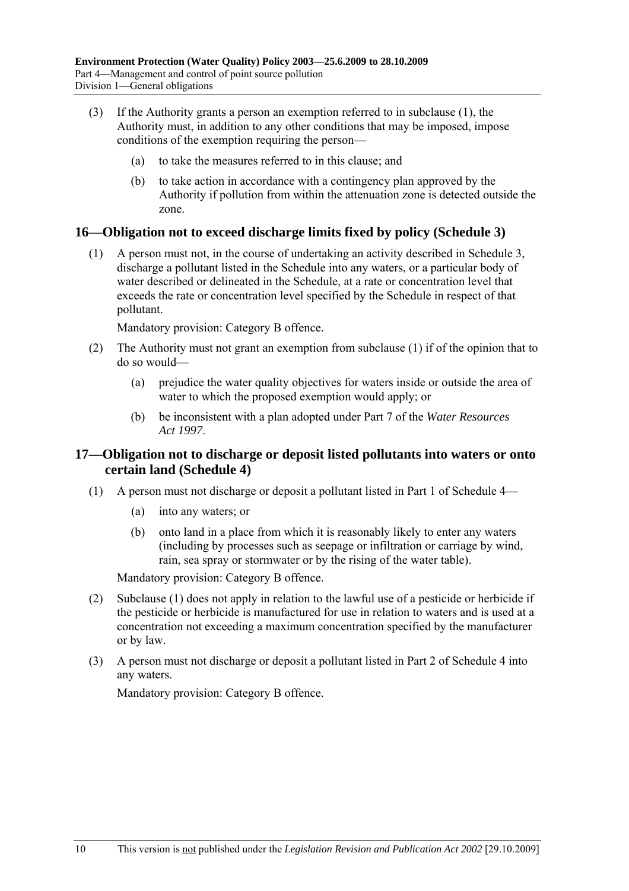(3) If the Authority grants a person an exemption referred to in subclause (1), the Authority must, in addition to any other conditions that may be imposed, impose conditions of the exemption requiring the person—

(a) to take the measures referred to in this clause; and

(b) to take action in accordance with a contingency plan approved by the Authority if pollution from within the attenuation zone is detected outside the zone.

## 16—Obligation not to exceed discharge limits fixed by policy (Schedule 3)

(1) A person must not, in the course of undertaking an activity described in Schedule 3, discharge a pollutant listed in the Schedule into any waters, or a particular body of water described or delineated in the Schedule, at a rate or concentration level that exceeds the rate or concentration level specified by the Schedule in respect of that pollutant.

Mandatory provision: Category B offence.

(2) The Authority must not grant an exemption from subclause (1) if of the opinion that to do so would—

(a) prejudice the water quality objectives for waters inside or outside the area of water to which the proposed exemption would apply; or

(b) be inconsistent with a plan adopted under Part 7 of the *Water Resources Act 1997*.

## 17—Obligation not to discharge or deposit listed pollutants into waters or onto certain land (Schedule 4)

(1) A person must not discharge or deposit a pollutant listed in Part 1 of Schedule 4—

(a) into any waters; or

(b) onto land in a place from which it is reasonably likely to enter any waters (including by processes such as seepage or infiltration or carriage by wind, rain, sea spray or stormwater or by the rising of the water table).

Mandatory provision: Category B offence.

(2) Subclause (1) does not apply in relation to the lawful use of a pesticide or herbicide if the pesticide or herbicide is manufactured for use in relation to waters and is used at a concentration not exceeding a maximum concentration specified by the manufacturer or by law.

(3) A person must not discharge or deposit a pollutant listed in Part 2 of Schedule 4 into any waters.

Mandatory provision: Category B offence.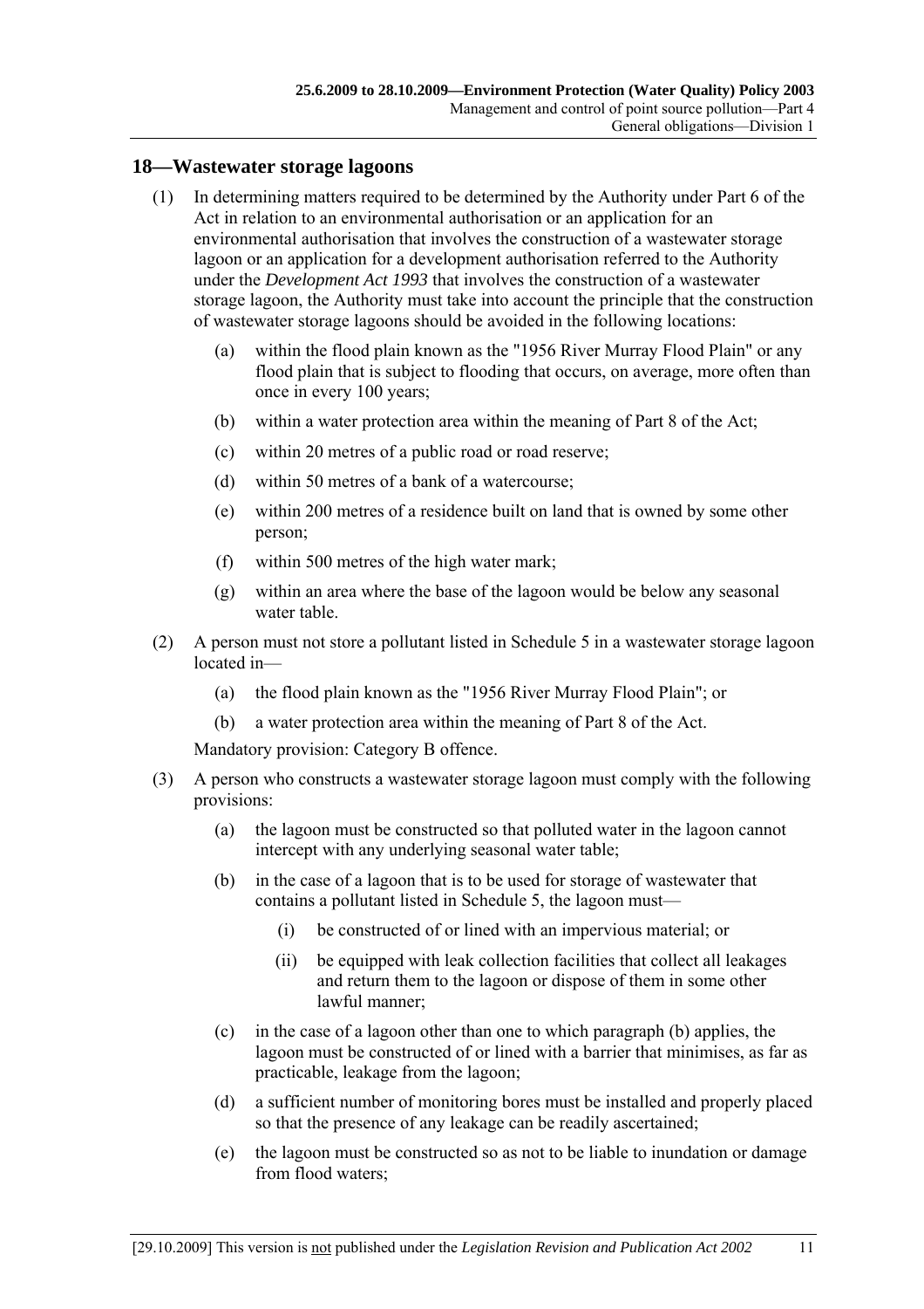## 18—Wastewater storage lagoons

(1) In determining matters required to be determined by the Authority under Part 6 of the Act in relation to an environmental authorisation or an application for an environmental authorisation that involves the construction of a wastewater storage lagoon or an application for a development authorisation referred to the Authority under the *Development Act 1993* that involves the construction of a wastewater storage lagoon, the Authority must take into account the principle that the construction of wastewater storage lagoons should be avoided in the following locations:

- (a) within the flood plain known as the "1956 River Murray Flood Plain" or any flood plain that is subject to flooding that occurs, on average, more often than once in every 100 years;
- (b) within a water protection area within the meaning of Part 8 of the Act;
- (c) within 20 metres of a public road or road reserve;
- (d) within 50 metres of a bank of a watercourse;
- (e) within 200 metres of a residence built on land that is owned by some other person;
- (f) within 500 metres of the high water mark;
- (g) within an area where the base of the lagoon would be below any seasonal water table.

(2) A person must not store a pollutant listed in Schedule 5 in a wastewater storage lagoon located in—

- (a) the flood plain known as the "1956 River Murray Flood Plain"; or
- (b) a water protection area within the meaning of Part 8 of the Act.

Mandatory provision: Category B offence.

(3) A person who constructs a wastewater storage lagoon must comply with the following provisions:

- (a) the lagoon must be constructed so that polluted water in the lagoon cannot intercept with any underlying seasonal water table;
- (b) in the case of a lagoon that is to be used for storage of wastewater that contains a pollutant listed in Schedule 5, the lagoon must—
  - (i) be constructed of or lined with an impervious material; or
  - (ii) be equipped with leak collection facilities that collect all leakages and return them to the lagoon or dispose of them in some other lawful manner;
- (c) in the case of a lagoon other than one to which paragraph (b) applies, the lagoon must be constructed of or lined with a barrier that minimises, as far as practicable, leakage from the lagoon;
- (d) a sufficient number of monitoring bores must be installed and properly placed so that the presence of any leakage can be readily ascertained;
- (e) the lagoon must be constructed so as not to be liable to inundation or damage from flood waters;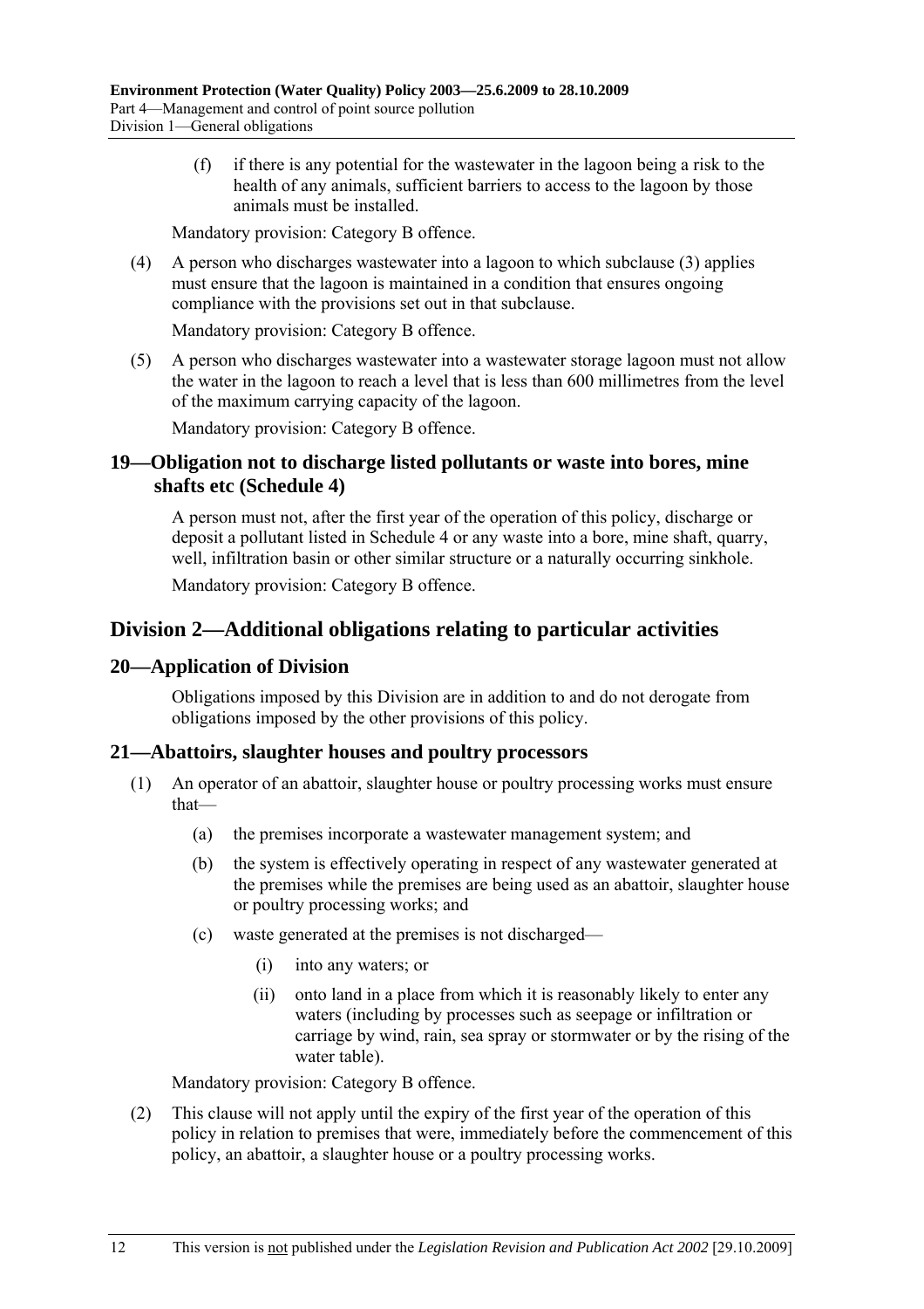(f) if there is any potential for the wastewater in the lagoon being a risk to the health of any animals, sufficient barriers to access to the lagoon by those animals must be installed.

Mandatory provision: Category B offence.

(4) A person who discharges wastewater into a lagoon to which subclause (3) applies must ensure that the lagoon is maintained in a condition that ensures ongoing compliance with the provisions set out in that subclause.

Mandatory provision: Category B offence.

(5) A person who discharges wastewater into a wastewater storage lagoon must not allow the water in the lagoon to reach a level that is less than 600 millimetres from the level of the maximum carrying capacity of the lagoon.

Mandatory provision: Category B offence.

### 19—Obligation not to discharge listed pollutants or waste into bores, mine shafts etc (Schedule 4)

A person must not, after the first year of the operation of this policy, discharge or deposit a pollutant listed in Schedule 4 or any waste into a bore, mine shaft, quarry, well, infiltration basin or other similar structure or a naturally occurring sinkhole.

Mandatory provision: Category B offence.

## Division 2—Additional obligations relating to particular activities

### 20—Application of Division

Obligations imposed by this Division are in addition to and do not derogate from obligations imposed by the other provisions of this policy.

### 21—Abattoirs, slaughter houses and poultry processors

(1) An operator of an abattoir, slaughter house or poultry processing works must ensure that—

(a) the premises incorporate a wastewater management system; and

(b) the system is effectively operating in respect of any wastewater generated at the premises while the premises are being used as an abattoir, slaughter house or poultry processing works; and

(c) waste generated at the premises is not discharged—

(i) into any waters; or

(ii) onto land in a place from which it is reasonably likely to enter any waters (including by processes such as seepage or infiltration or carriage by wind, rain, sea spray or stormwater or by the rising of the water table).

Mandatory provision: Category B offence.

(2) This clause will not apply until the expiry of the first year of the operation of this policy in relation to premises that were, immediately before the commencement of this policy, an abattoir, a slaughter house or a poultry processing works.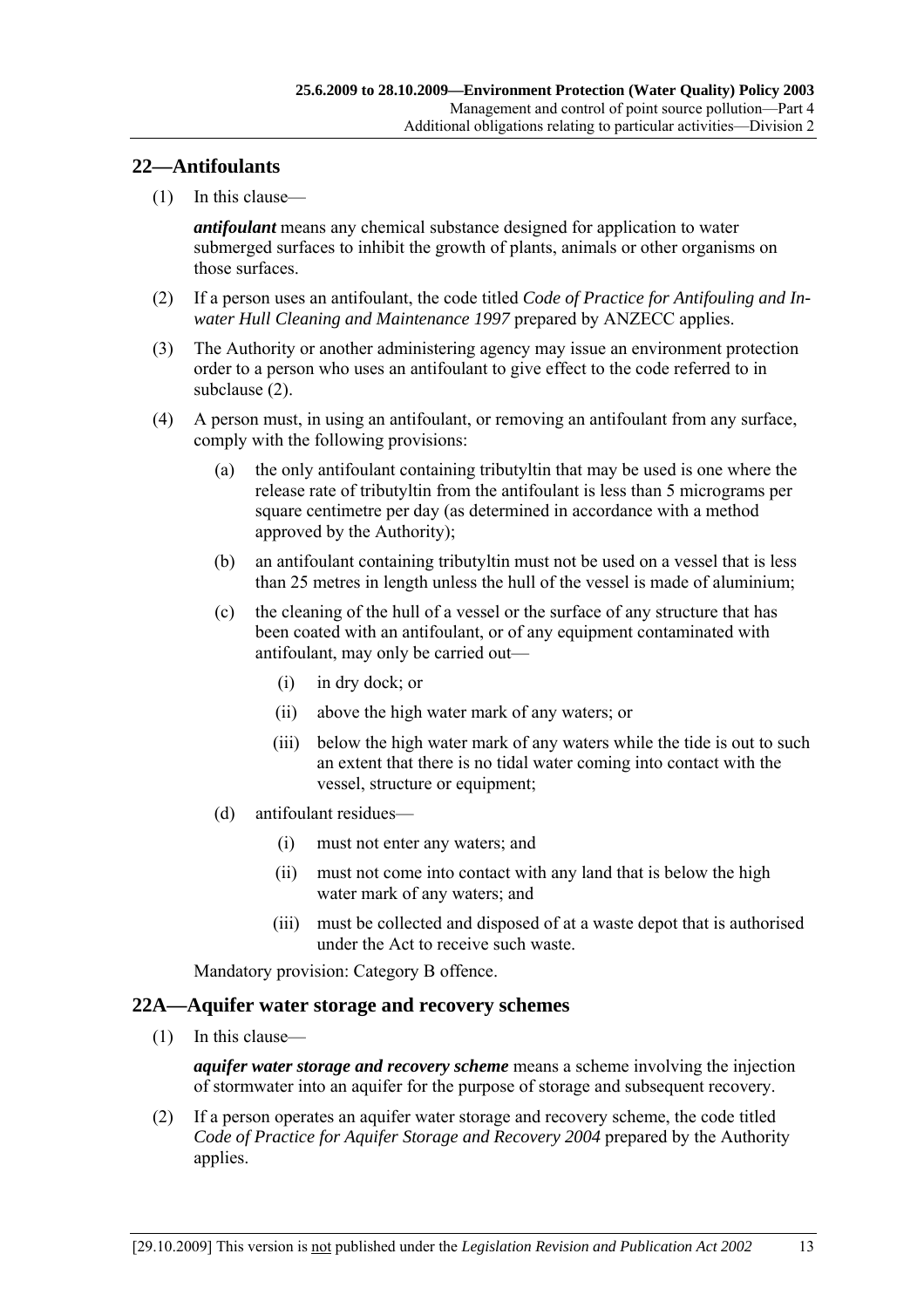## 22—Antifoulants

(1) In this clause—

***antifoulant*** means any chemical substance designed for application to water submerged surfaces to inhibit the growth of plants, animals or other organisms on those surfaces.

(2) If a person uses an antifoulant, the code titled *Code of Practice for Antifouling and In-water Hull Cleaning and Maintenance 1997* prepared by ANZECC applies.

(3) The Authority or another administering agency may issue an environment protection order to a person who uses an antifoulant to give effect to the code referred to in subclause (2).

(4) A person must, in using an antifoulant, or removing an antifoulant from any surface, comply with the following provisions:

- (a) the only antifoulant containing tributyltin that may be used is one where the release rate of tributyltin from the antifoulant is less than 5 micrograms per square centimetre per day (as determined in accordance with a method approved by the Authority);
- (b) an antifoulant containing tributyltin must not be used on a vessel that is less than 25 metres in length unless the hull of the vessel is made of aluminium;
- (c) the cleaning of the hull of a vessel or the surface of any structure that has been coated with an antifoulant, or of any equipment contaminated with antifoulant, may only be carried out—
  - (i) in dry dock; or
  - (ii) above the high water mark of any waters; or
  - (iii) below the high water mark of any waters while the tide is out to such an extent that there is no tidal water coming into contact with the vessel, structure or equipment;
- (d) antifoulant residues—
  - (i) must not enter any waters; and
  - (ii) must not come into contact with any land that is below the high water mark of any waters; and
  - (iii) must be collected and disposed of at a waste depot that is authorised under the Act to receive such waste.

Mandatory provision: Category B offence.

## 22A—Aquifer water storage and recovery schemes

(1) In this clause—

***aquifer water storage and recovery scheme*** means a scheme involving the injection of stormwater into an aquifer for the purpose of storage and subsequent recovery.

(2) If a person operates an aquifer water storage and recovery scheme, the code titled *Code of Practice for Aquifer Storage and Recovery 2004* prepared by the Authority applies.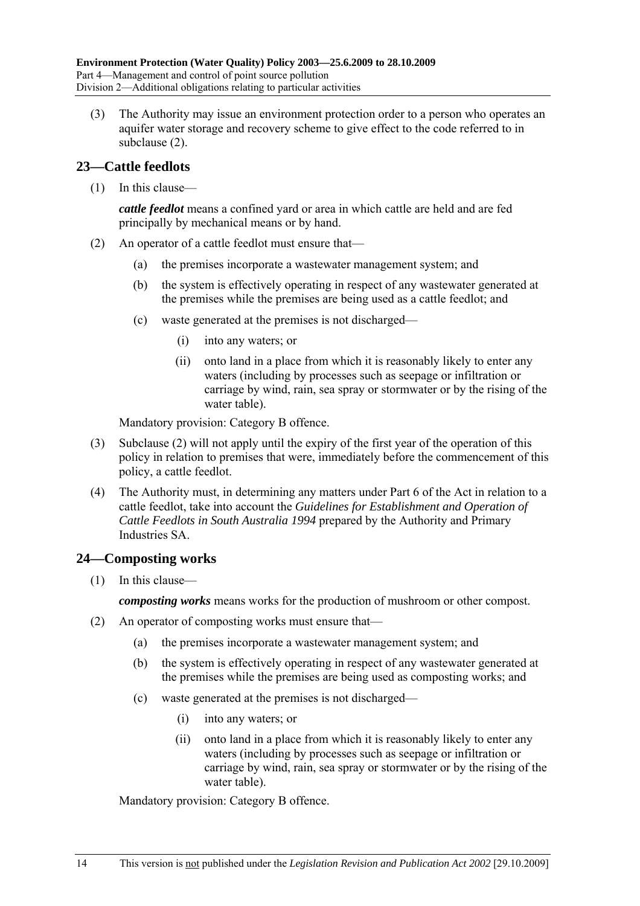(3) The Authority may issue an environment protection order to a person who operates an aquifer water storage and recovery scheme to give effect to the code referred to in subclause (2).

## 23—Cattle feedlots

(1) In this clause—

***cattle feedlot*** means a confined yard or area in which cattle are held and are fed principally by mechanical means or by hand.

(2) An operator of a cattle feedlot must ensure that—

- (a) the premises incorporate a wastewater management system; and
- (b) the system is effectively operating in respect of any wastewater generated at the premises while the premises are being used as a cattle feedlot; and
- (c) waste generated at the premises is not discharged—
  - (i) into any waters; or
  - (ii) onto land in a place from which it is reasonably likely to enter any waters (including by processes such as seepage or infiltration or carriage by wind, rain, sea spray or stormwater or by the rising of the water table).

Mandatory provision: Category B offence.

(3) Subclause (2) will not apply until the expiry of the first year of the operation of this policy in relation to premises that were, immediately before the commencement of this policy, a cattle feedlot.

(4) The Authority must, in determining any matters under Part 6 of the Act in relation to a cattle feedlot, take into account the *Guidelines for Establishment and Operation of Cattle Feedlots in South Australia 1994* prepared by the Authority and Primary Industries SA.

## 24—Composting works

(1) In this clause—

***composting works*** means works for the production of mushroom or other compost.

(2) An operator of composting works must ensure that—

- (a) the premises incorporate a wastewater management system; and
- (b) the system is effectively operating in respect of any wastewater generated at the premises while the premises are being used as composting works; and
- (c) waste generated at the premises is not discharged—
  - (i) into any waters; or
  - (ii) onto land in a place from which it is reasonably likely to enter any waters (including by processes such as seepage or infiltration or carriage by wind, rain, sea spray or stormwater or by the rising of the water table).

Mandatory provision: Category B offence.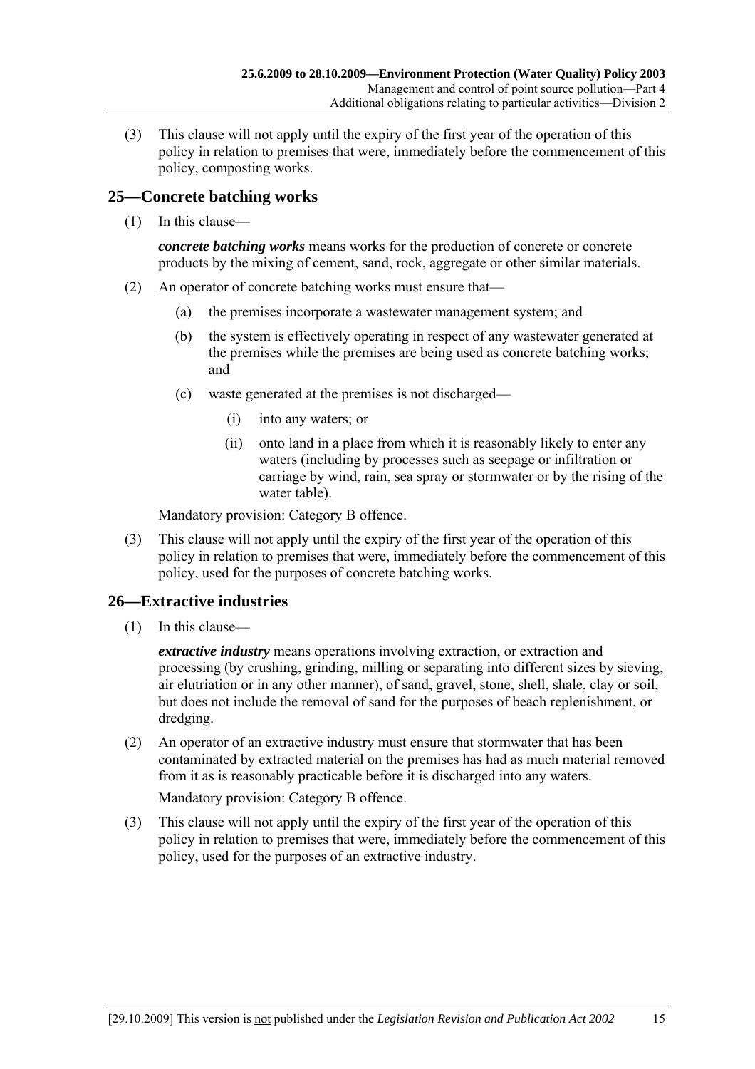(3) This clause will not apply until the expiry of the first year of the operation of this policy in relation to premises that were, immediately before the commencement of this policy, composting works.

## 25—Concrete batching works

(1) In this clause—

***concrete batching works*** means works for the production of concrete or concrete products by the mixing of cement, sand, rock, aggregate or other similar materials.

(2) An operator of concrete batching works must ensure that—

(a) the premises incorporate a wastewater management system; and

(b) the system is effectively operating in respect of any wastewater generated at the premises while the premises are being used as concrete batching works; and

(c) waste generated at the premises is not discharged—

(i) into any waters; or

(ii) onto land in a place from which it is reasonably likely to enter any waters (including by processes such as seepage or infiltration or carriage by wind, rain, sea spray or stormwater or by the rising of the water table).

Mandatory provision: Category B offence.

(3) This clause will not apply until the expiry of the first year of the operation of this policy in relation to premises that were, immediately before the commencement of this policy, used for the purposes of concrete batching works.

## 26—Extractive industries

(1) In this clause—

***extractive industry*** means operations involving extraction, or extraction and processing (by crushing, grinding, milling or separating into different sizes by sieving, air elutriation or in any other manner), of sand, gravel, stone, shell, shale, clay or soil, but does not include the removal of sand for the purposes of beach replenishment, or dredging.

(2) An operator of an extractive industry must ensure that stormwater that has been contaminated by extracted material on the premises has had as much material removed from it as is reasonably practicable before it is discharged into any waters.

Mandatory provision: Category B offence.

(3) This clause will not apply until the expiry of the first year of the operation of this policy in relation to premises that were, immediately before the commencement of this policy, used for the purposes of an extractive industry.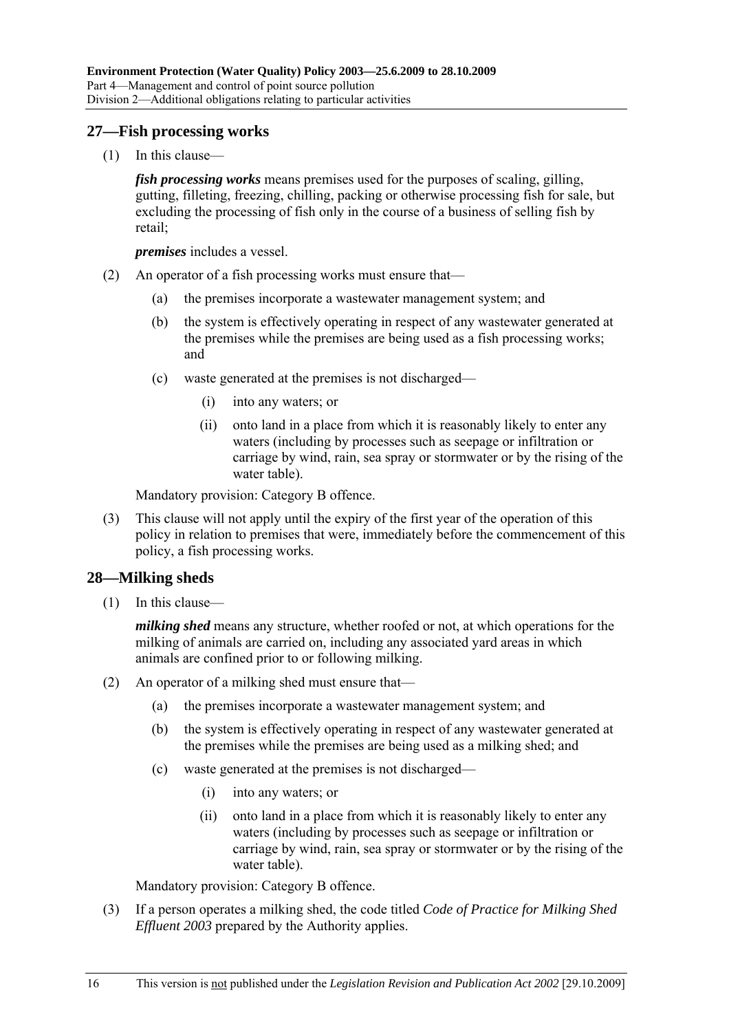## 27—Fish processing works

(1) In this clause—

***fish processing works*** means premises used for the purposes of scaling, gilling, gutting, filleting, freezing, chilling, packing or otherwise processing fish for sale, but excluding the processing of fish only in the course of a business of selling fish by retail;

***premises*** includes a vessel.

(2) An operator of a fish processing works must ensure that—

(a) the premises incorporate a wastewater management system; and

(b) the system is effectively operating in respect of any wastewater generated at the premises while the premises are being used as a fish processing works; and

(c) waste generated at the premises is not discharged—

(i) into any waters; or

(ii) onto land in a place from which it is reasonably likely to enter any waters (including by processes such as seepage or infiltration or carriage by wind, rain, sea spray or stormwater or by the rising of the water table).

Mandatory provision: Category B offence.

(3) This clause will not apply until the expiry of the first year of the operation of this policy in relation to premises that were, immediately before the commencement of this policy, a fish processing works.

## 28—Milking sheds

(1) In this clause—

***milking shed*** means any structure, whether roofed or not, at which operations for the milking of animals are carried on, including any associated yard areas in which animals are confined prior to or following milking.

(2) An operator of a milking shed must ensure that—

(a) the premises incorporate a wastewater management system; and

(b) the system is effectively operating in respect of any wastewater generated at the premises while the premises are being used as a milking shed; and

(c) waste generated at the premises is not discharged—

(i) into any waters; or

(ii) onto land in a place from which it is reasonably likely to enter any waters (including by processes such as seepage or infiltration or carriage by wind, rain, sea spray or stormwater or by the rising of the water table).

Mandatory provision: Category B offence.

(3) If a person operates a milking shed, the code titled *Code of Practice for Milking Shed Effluent 2003* prepared by the Authority applies.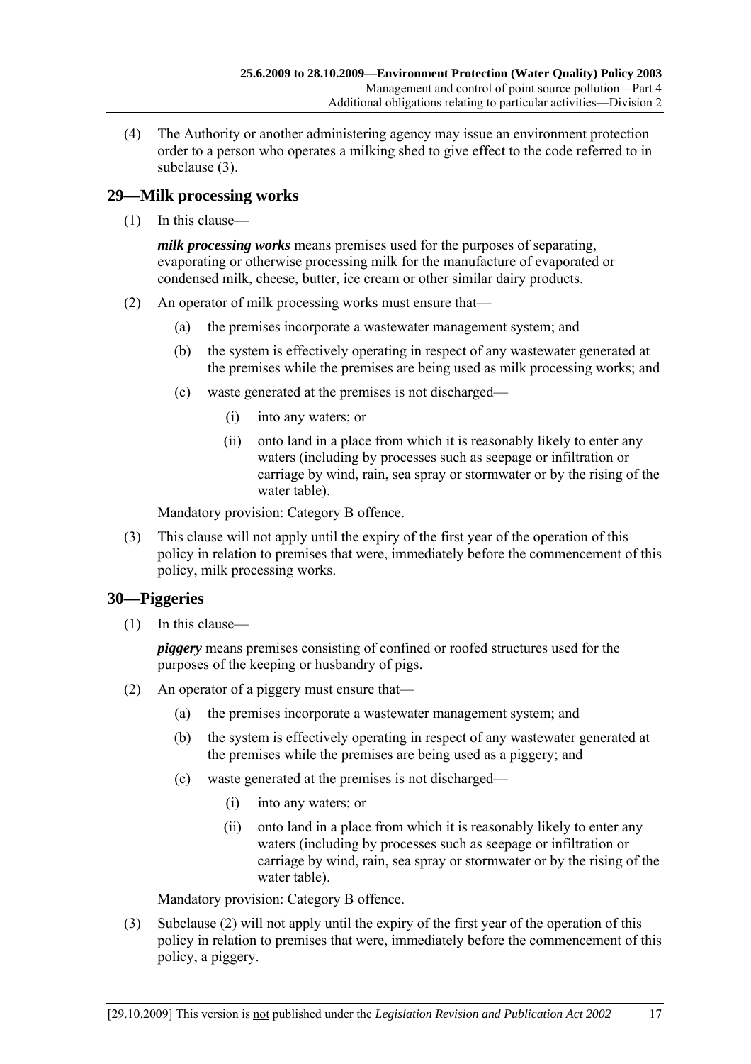(4) The Authority or another administering agency may issue an environment protection order to a person who operates a milking shed to give effect to the code referred to in subclause (3).

## 29—Milk processing works

(1) In this clause—

***milk processing works*** means premises used for the purposes of separating, evaporating or otherwise processing milk for the manufacture of evaporated or condensed milk, cheese, butter, ice cream or other similar dairy products.

(2) An operator of milk processing works must ensure that—

- (a) the premises incorporate a wastewater management system; and
- (b) the system is effectively operating in respect of any wastewater generated at the premises while the premises are being used as milk processing works; and
- (c) waste generated at the premises is not discharged—
  - (i) into any waters; or
  - (ii) onto land in a place from which it is reasonably likely to enter any waters (including by processes such as seepage or infiltration or carriage by wind, rain, sea spray or stormwater or by the rising of the water table).

Mandatory provision: Category B offence.

(3) This clause will not apply until the expiry of the first year of the operation of this policy in relation to premises that were, immediately before the commencement of this policy, milk processing works.

## 30—Piggeries

(1) In this clause—

***piggery*** means premises consisting of confined or roofed structures used for the purposes of the keeping or husbandry of pigs.

(2) An operator of a piggery must ensure that—

- (a) the premises incorporate a wastewater management system; and
- (b) the system is effectively operating in respect of any wastewater generated at the premises while the premises are being used as a piggery; and
- (c) waste generated at the premises is not discharged—
  - (i) into any waters; or
  - (ii) onto land in a place from which it is reasonably likely to enter any waters (including by processes such as seepage or infiltration or carriage by wind, rain, sea spray or stormwater or by the rising of the water table).

Mandatory provision: Category B offence.

(3) Subclause (2) will not apply until the expiry of the first year of the operation of this policy in relation to premises that were, immediately before the commencement of this policy, a piggery.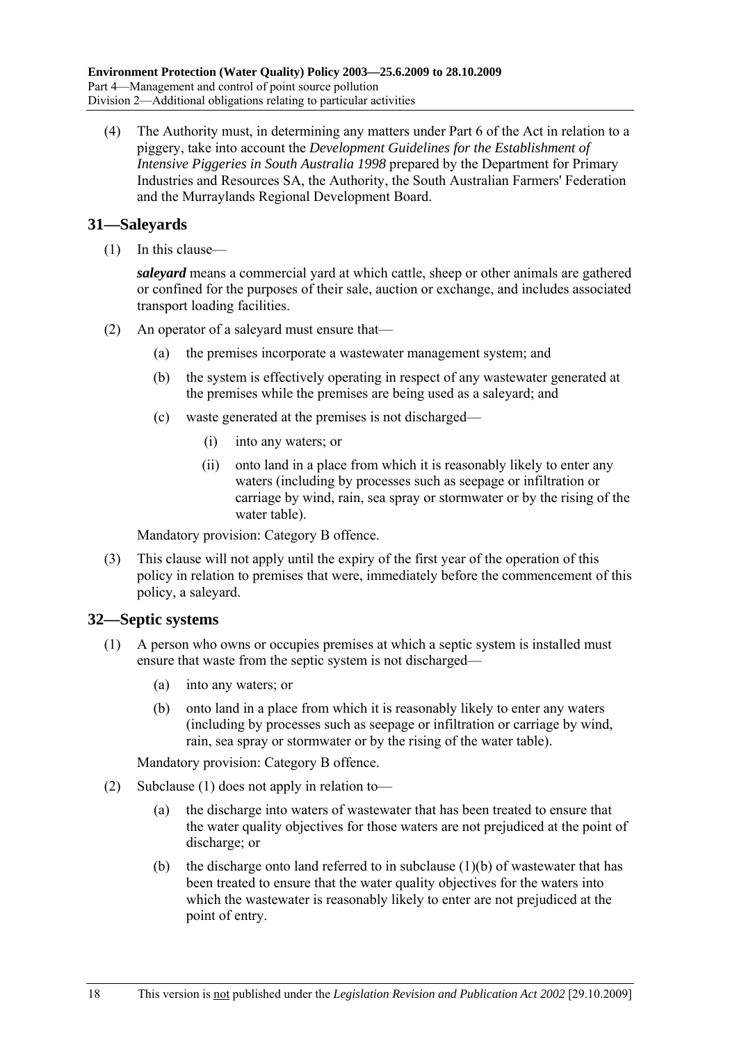(4) The Authority must, in determining any matters under Part 6 of the Act in relation to a piggery, take into account the *Development Guidelines for the Establishment of Intensive Piggeries in South Australia 1998* prepared by the Department for Primary Industries and Resources SA, the Authority, the South Australian Farmers' Federation and the Murraylands Regional Development Board.

## 31—Saleyards

(1) In this clause—

***saleyard*** means a commercial yard at which cattle, sheep or other animals are gathered or confined for the purposes of their sale, auction or exchange, and includes associated transport loading facilities.

(2) An operator of a saleyard must ensure that—

(a) the premises incorporate a wastewater management system; and

(b) the system is effectively operating in respect of any wastewater generated at the premises while the premises are being used as a saleyard; and

(c) waste generated at the premises is not discharged—

(i) into any waters; or

(ii) onto land in a place from which it is reasonably likely to enter any waters (including by processes such as seepage or infiltration or carriage by wind, rain, sea spray or stormwater or by the rising of the water table).

Mandatory provision: Category B offence.

(3) This clause will not apply until the expiry of the first year of the operation of this policy in relation to premises that were, immediately before the commencement of this policy, a saleyard.

## 32—Septic systems

(1) A person who owns or occupies premises at which a septic system is installed must ensure that waste from the septic system is not discharged—

(a) into any waters; or

(b) onto land in a place from which it is reasonably likely to enter any waters (including by processes such as seepage or infiltration or carriage by wind, rain, sea spray or stormwater or by the rising of the water table).

Mandatory provision: Category B offence.

(2) Subclause (1) does not apply in relation to—

(a) the discharge into waters of wastewater that has been treated to ensure that the water quality objectives for those waters are not prejudiced at the point of discharge; or

(b) the discharge onto land referred to in subclause (1)(b) of wastewater that has been treated to ensure that the water quality objectives for the waters into which the wastewater is reasonably likely to enter are not prejudiced at the point of entry.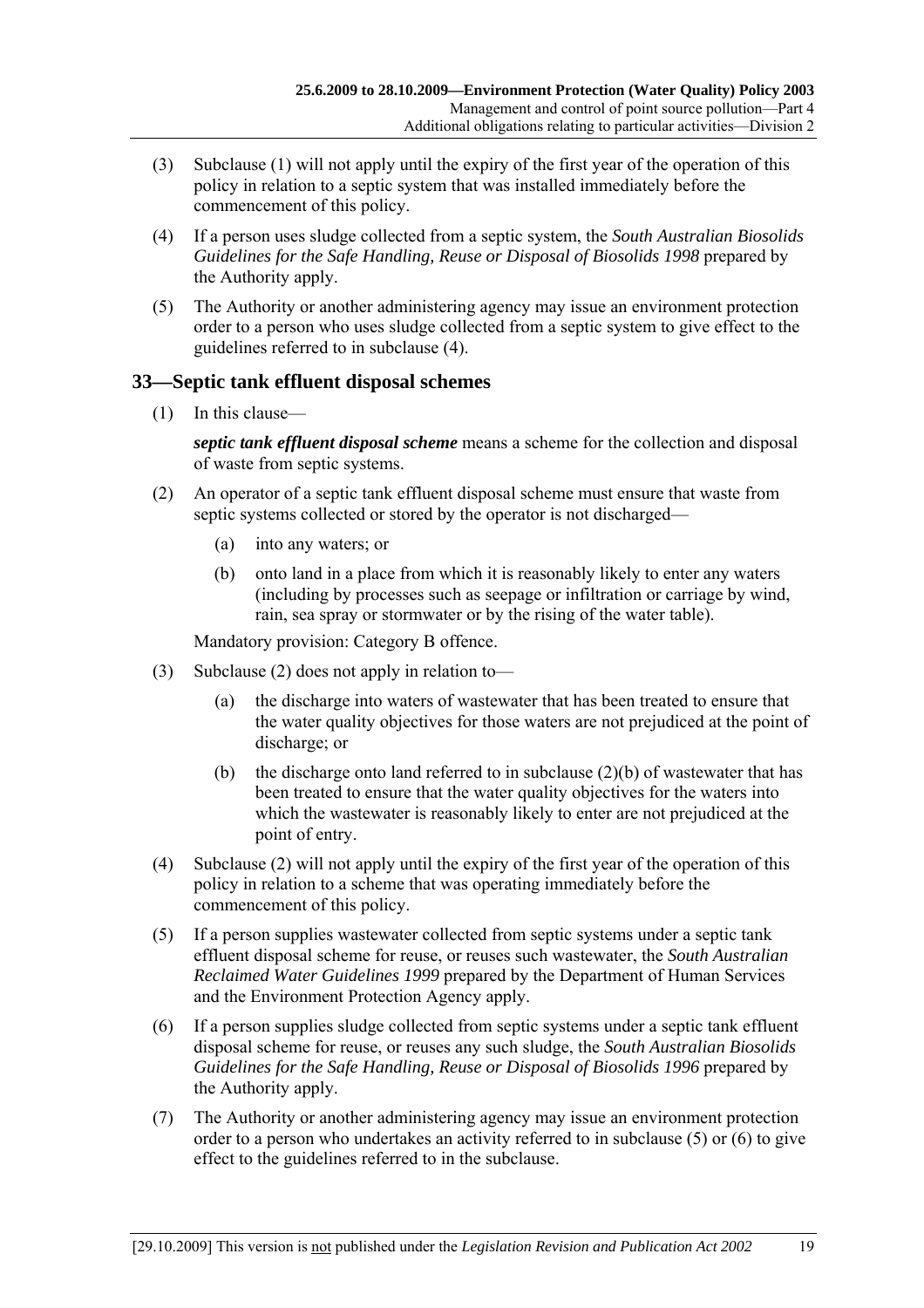(3) Subclause (1) will not apply until the expiry of the first year of the operation of this policy in relation to a septic system that was installed immediately before the commencement of this policy.

(4) If a person uses sludge collected from a septic system, the *South Australian Biosolids Guidelines for the Safe Handling, Reuse or Disposal of Biosolids 1998* prepared by the Authority apply.

(5) The Authority or another administering agency may issue an environment protection order to a person who uses sludge collected from a septic system to give effect to the guidelines referred to in subclause (4).

## 33—Septic tank effluent disposal schemes

(1) In this clause—

***septic tank effluent disposal scheme*** means a scheme for the collection and disposal of waste from septic systems.

(2) An operator of a septic tank effluent disposal scheme must ensure that waste from septic systems collected or stored by the operator is not discharged—

(a) into any waters; or

(b) onto land in a place from which it is reasonably likely to enter any waters (including by processes such as seepage or infiltration or carriage by wind, rain, sea spray or stormwater or by the rising of the water table).

Mandatory provision: Category B offence.

(3) Subclause (2) does not apply in relation to—

(a) the discharge into waters of wastewater that has been treated to ensure that the water quality objectives for those waters are not prejudiced at the point of discharge; or

(b) the discharge onto land referred to in subclause (2)(b) of wastewater that has been treated to ensure that the water quality objectives for the waters into which the wastewater is reasonably likely to enter are not prejudiced at the point of entry.

(4) Subclause (2) will not apply until the expiry of the first year of the operation of this policy in relation to a scheme that was operating immediately before the commencement of this policy.

(5) If a person supplies wastewater collected from septic systems under a septic tank effluent disposal scheme for reuse, or reuses such wastewater, the *South Australian Reclaimed Water Guidelines 1999* prepared by the Department of Human Services and the Environment Protection Agency apply.

(6) If a person supplies sludge collected from septic systems under a septic tank effluent disposal scheme for reuse, or reuses any such sludge, the *South Australian Biosolids Guidelines for the Safe Handling, Reuse or Disposal of Biosolids 1996* prepared by the Authority apply.

(7) The Authority or another administering agency may issue an environment protection order to a person who undertakes an activity referred to in subclause (5) or (6) to give effect to the guidelines referred to in the subclause.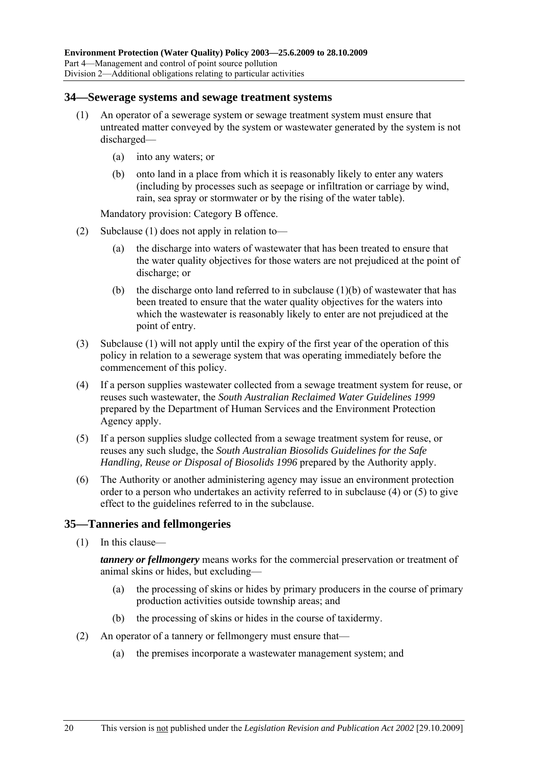## 34—Sewerage systems and sewage treatment systems

(1) An operator of a sewerage system or sewage treatment system must ensure that untreated matter conveyed by the system or wastewater generated by the system is not discharged—

(a) into any waters; or

(b) onto land in a place from which it is reasonably likely to enter any waters (including by processes such as seepage or infiltration or carriage by wind, rain, sea spray or stormwater or by the rising of the water table).

Mandatory provision: Category B offence.

(2) Subclause (1) does not apply in relation to—

(a) the discharge into waters of wastewater that has been treated to ensure that the water quality objectives for those waters are not prejudiced at the point of discharge; or

(b) the discharge onto land referred to in subclause (1)(b) of wastewater that has been treated to ensure that the water quality objectives for the waters into which the wastewater is reasonably likely to enter are not prejudiced at the point of entry.

(3) Subclause (1) will not apply until the expiry of the first year of the operation of this policy in relation to a sewerage system that was operating immediately before the commencement of this policy.

(4) If a person supplies wastewater collected from a sewage treatment system for reuse, or reuses such wastewater, the *South Australian Reclaimed Water Guidelines 1999* prepared by the Department of Human Services and the Environment Protection Agency apply.

(5) If a person supplies sludge collected from a sewage treatment system for reuse, or reuses any such sludge, the *South Australian Biosolids Guidelines for the Safe Handling, Reuse or Disposal of Biosolids 1996* prepared by the Authority apply.

(6) The Authority or another administering agency may issue an environment protection order to a person who undertakes an activity referred to in subclause (4) or (5) to give effect to the guidelines referred to in the subclause.

## 35—Tanneries and fellmongeries

(1) In this clause—

***tannery or fellmongery*** means works for the commercial preservation or treatment of animal skins or hides, but excluding—

(a) the processing of skins or hides by primary producers in the course of primary production activities outside township areas; and

(b) the processing of skins or hides in the course of taxidermy.

(2) An operator of a tannery or fellmongery must ensure that—

(a) the premises incorporate a wastewater management system; and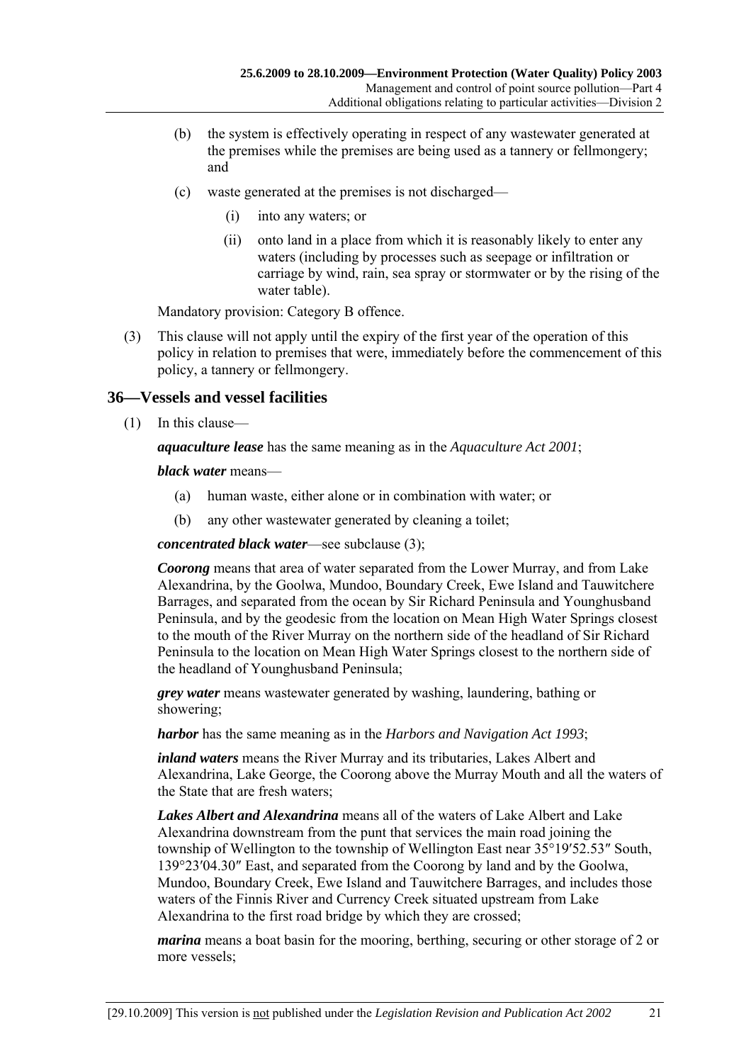(b) the system is effectively operating in respect of any wastewater generated at the premises while the premises are being used as a tannery or fellmongery; and

(c) waste generated at the premises is not discharged—

(i) into any waters; or

(ii) onto land in a place from which it is reasonably likely to enter any waters (including by processes such as seepage or infiltration or carriage by wind, rain, sea spray or stormwater or by the rising of the water table).

Mandatory provision: Category B offence.

(3) This clause will not apply until the expiry of the first year of the operation of this policy in relation to premises that were, immediately before the commencement of this policy, a tannery or fellmongery.

## 36—Vessels and vessel facilities

(1) In this clause—

***aquaculture lease*** has the same meaning as in the *Aquaculture Act 2001*;

***black water*** means—

(a) human waste, either alone or in combination with water; or

(b) any other wastewater generated by cleaning a toilet;

***concentrated black water***—see subclause (3);

***Coorong*** means that area of water separated from the Lower Murray, and from Lake Alexandrina, by the Goolwa, Mundoo, Boundary Creek, Ewe Island and Tauwitchere Barrages, and separated from the ocean by Sir Richard Peninsula and Younghusband Peninsula, and by the geodesic from the location on Mean High Water Springs closest to the mouth of the River Murray on the northern side of the headland of Sir Richard Peninsula to the location on Mean High Water Springs closest to the northern side of the headland of Younghusband Peninsula;

***grey water*** means wastewater generated by washing, laundering, bathing or showering;

***harbor*** has the same meaning as in the *Harbors and Navigation Act 1993*;

***inland waters*** means the River Murray and its tributaries, Lakes Albert and Alexandrina, Lake George, the Coorong above the Murray Mouth and all the waters of the State that are fresh waters;

***Lakes Albert and Alexandrina*** means all of the waters of Lake Albert and Lake Alexandrina downstream from the punt that services the main road joining the township of Wellington to the township of Wellington East near 35°19′52.53″ South, 139°23′04.30″ East, and separated from the Coorong by land and by the Goolwa, Mundoo, Boundary Creek, Ewe Island and Tauwitchere Barrages, and includes those waters of the Finnis River and Currency Creek situated upstream from Lake Alexandrina to the first road bridge by which they are crossed;

***marina*** means a boat basin for the mooring, berthing, securing or other storage of 2 or more vessels;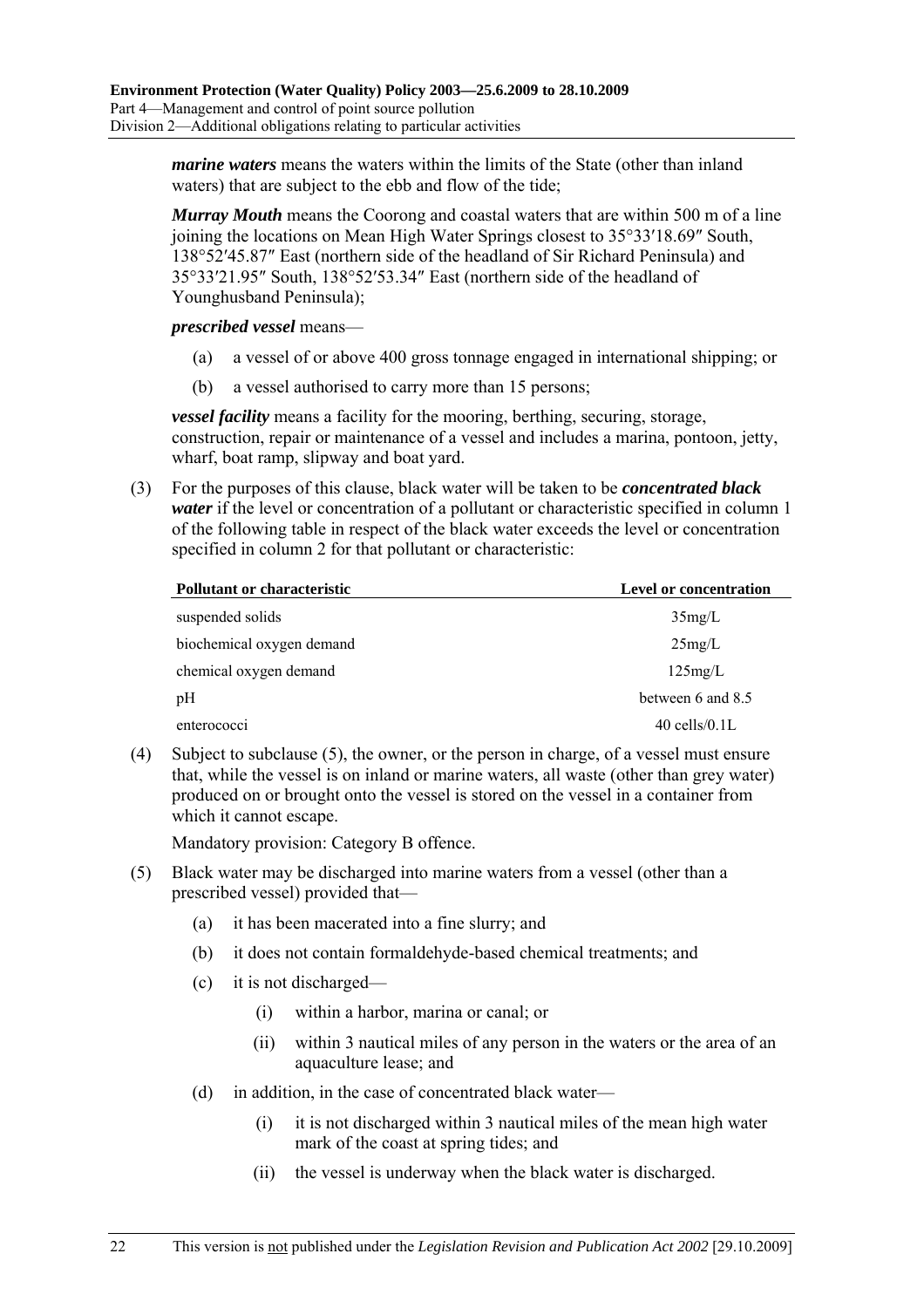***marine waters*** means the waters within the limits of the State (other than inland waters) that are subject to the ebb and flow of the tide;

***Murray Mouth*** means the Coorong and coastal waters that are within 500 m of a line joining the locations on Mean High Water Springs closest to 35°33′18.69″ South, 138°52′45.87″ East (northern side of the headland of Sir Richard Peninsula) and 35°33′21.95″ South, 138°52′53.34″ East (northern side of the headland of Younghusband Peninsula);

***prescribed vessel*** means—

(a) a vessel of or above 400 gross tonnage engaged in international shipping; or

(b) a vessel authorised to carry more than 15 persons;

***vessel facility*** means a facility for the mooring, berthing, securing, storage, construction, repair or maintenance of a vessel and includes a marina, pontoon, jetty, wharf, boat ramp, slipway and boat yard.

(3) For the purposes of this clause, black water will be taken to be ***concentrated black water*** if the level or concentration of a pollutant or characteristic specified in column 1 of the following table in respect of the black water exceeds the level or concentration specified in column 2 for that pollutant or characteristic:

| Pollutant or characteristic | Level or concentration |
|---|---|
| suspended solids | 35mg/L |
| biochemical oxygen demand | 25mg/L |
| chemical oxygen demand | 125mg/L |
| pH | between 6 and 8.5 |
| enterococci | 40 cells/0.1L |

(4) Subject to subclause (5), the owner, or the person in charge, of a vessel must ensure that, while the vessel is on inland or marine waters, all waste (other than grey water) produced on or brought onto the vessel is stored on the vessel in a container from which it cannot escape.

Mandatory provision: Category B offence.

(5) Black water may be discharged into marine waters from a vessel (other than a prescribed vessel) provided that—

(a) it has been macerated into a fine slurry; and

(b) it does not contain formaldehyde-based chemical treatments; and

(c) it is not discharged—

(i) within a harbor, marina or canal; or

(ii) within 3 nautical miles of any person in the waters or the area of an aquaculture lease; and

(d) in addition, in the case of concentrated black water—

(i) it is not discharged within 3 nautical miles of the mean high water mark of the coast at spring tides; and

(ii) the vessel is underway when the black water is discharged.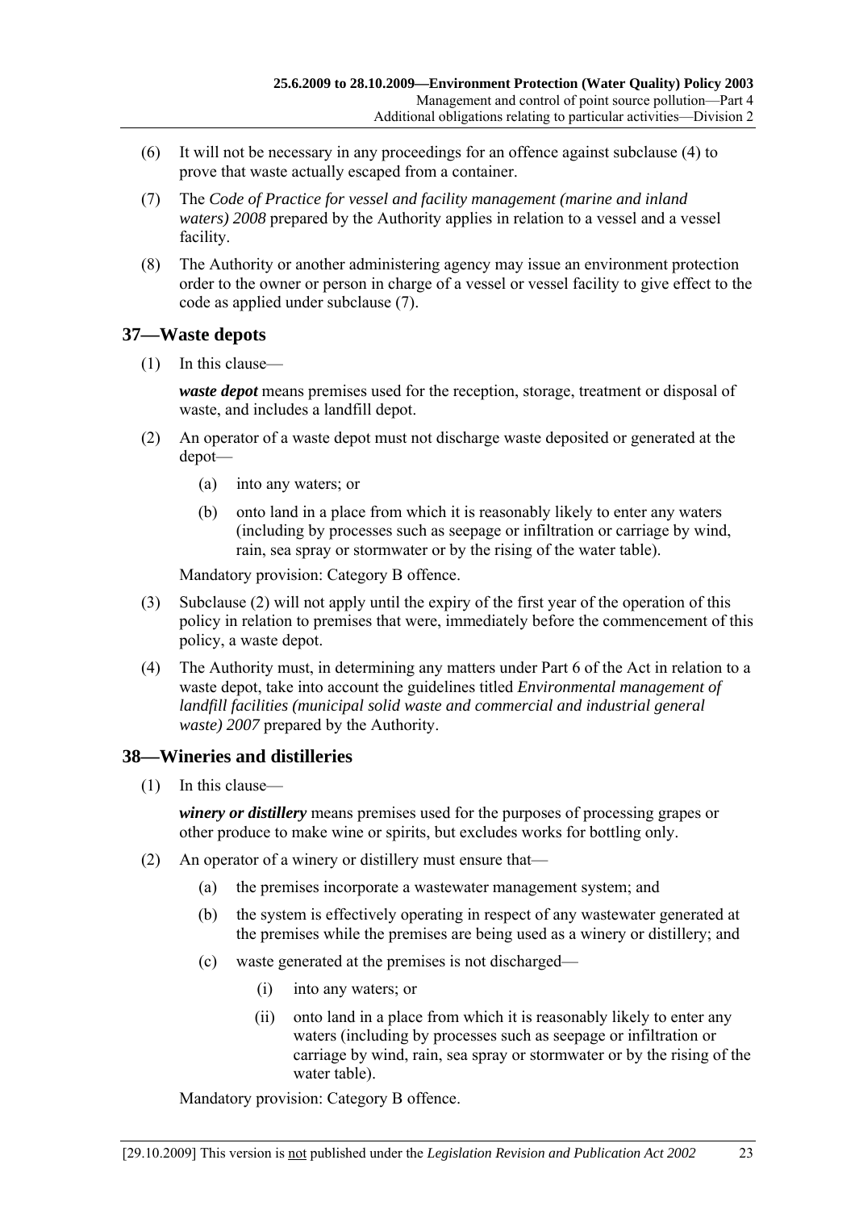(6) It will not be necessary in any proceedings for an offence against subclause (4) to prove that waste actually escaped from a container.

(7) The *Code of Practice for vessel and facility management (marine and inland waters) 2008* prepared by the Authority applies in relation to a vessel and a vessel facility.

(8) The Authority or another administering agency may issue an environment protection order to the owner or person in charge of a vessel or vessel facility to give effect to the code as applied under subclause (7).

## 37—Waste depots

(1) In this clause—

***waste depot*** means premises used for the reception, storage, treatment or disposal of waste, and includes a landfill depot.

(2) An operator of a waste depot must not discharge waste deposited or generated at the depot—

- (a) into any waters; or
- (b) onto land in a place from which it is reasonably likely to enter any waters (including by processes such as seepage or infiltration or carriage by wind, rain, sea spray or stormwater or by the rising of the water table).

Mandatory provision: Category B offence.

(3) Subclause (2) will not apply until the expiry of the first year of the operation of this policy in relation to premises that were, immediately before the commencement of this policy, a waste depot.

(4) The Authority must, in determining any matters under Part 6 of the Act in relation to a waste depot, take into account the guidelines titled *Environmental management of landfill facilities (municipal solid waste and commercial and industrial general waste) 2007* prepared by the Authority.

## 38—Wineries and distilleries

(1) In this clause—

***winery or distillery*** means premises used for the purposes of processing grapes or other produce to make wine or spirits, but excludes works for bottling only.

(2) An operator of a winery or distillery must ensure that—

- (a) the premises incorporate a wastewater management system; and
- (b) the system is effectively operating in respect of any wastewater generated at the premises while the premises are being used as a winery or distillery; and
- (c) waste generated at the premises is not discharged—
  - (i) into any waters; or
  - (ii) onto land in a place from which it is reasonably likely to enter any waters (including by processes such as seepage or infiltration or carriage by wind, rain, sea spray or stormwater or by the rising of the water table).

Mandatory provision: Category B offence.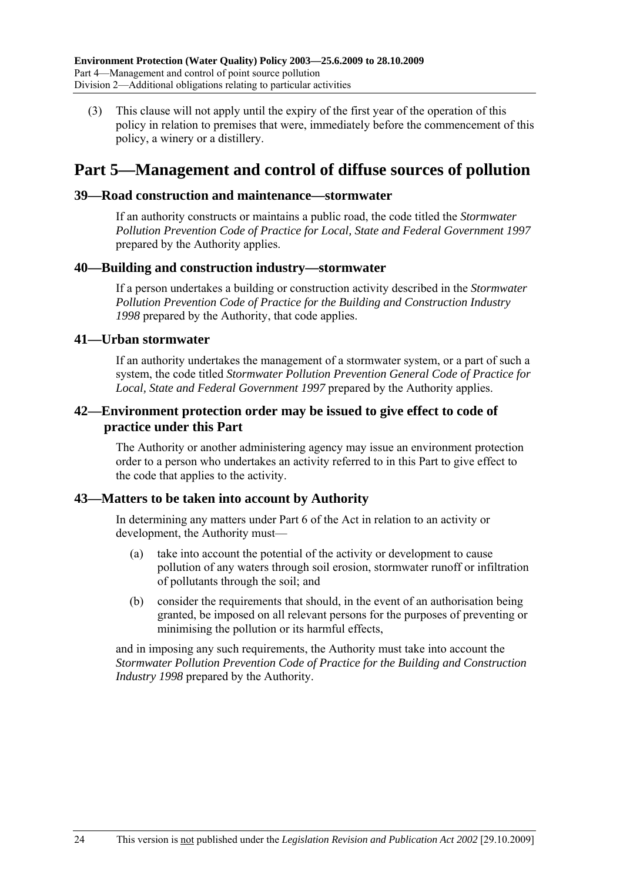(3) This clause will not apply until the expiry of the first year of the operation of this policy in relation to premises that were, immediately before the commencement of this policy, a winery or a distillery.

# Part 5—Management and control of diffuse sources of pollution

## 39—Road construction and maintenance—stormwater

If an authority constructs or maintains a public road, the code titled the *Stormwater Pollution Prevention Code of Practice for Local, State and Federal Government 1997* prepared by the Authority applies.

## 40—Building and construction industry—stormwater

If a person undertakes a building or construction activity described in the *Stormwater Pollution Prevention Code of Practice for the Building and Construction Industry 1998* prepared by the Authority, that code applies.

## 41—Urban stormwater

If an authority undertakes the management of a stormwater system, or a part of such a system, the code titled *Stormwater Pollution Prevention General Code of Practice for Local, State and Federal Government 1997* prepared by the Authority applies.

## 42—Environment protection order may be issued to give effect to code of practice under this Part

The Authority or another administering agency may issue an environment protection order to a person who undertakes an activity referred to in this Part to give effect to the code that applies to the activity.

## 43—Matters to be taken into account by Authority

In determining any matters under Part 6 of the Act in relation to an activity or development, the Authority must—

(a) take into account the potential of the activity or development to cause pollution of any waters through soil erosion, stormwater runoff or infiltration of pollutants through the soil; and

(b) consider the requirements that should, in the event of an authorisation being granted, be imposed on all relevant persons for the purposes of preventing or minimising the pollution or its harmful effects,

and in imposing any such requirements, the Authority must take into account the *Stormwater Pollution Prevention Code of Practice for the Building and Construction Industry 1998* prepared by the Authority.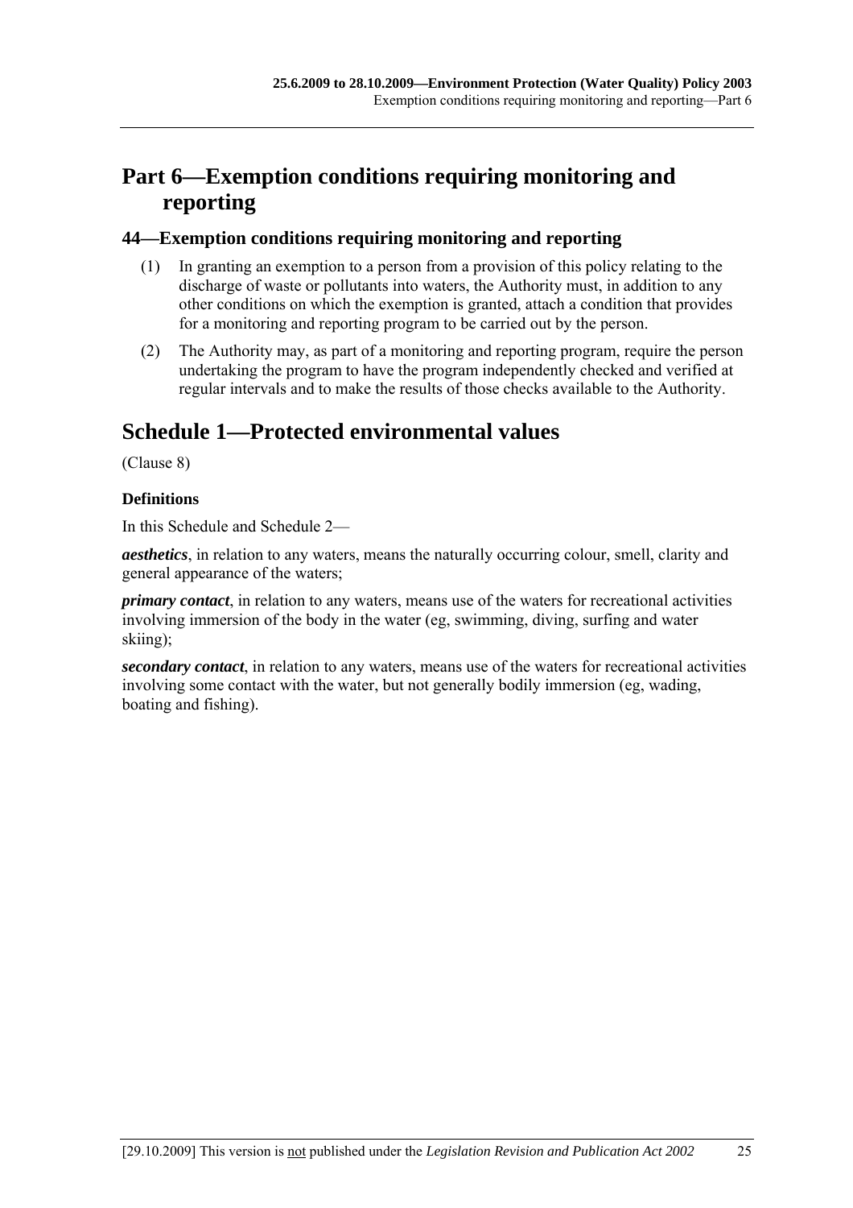# Part 6—Exemption conditions requiring monitoring and reporting

## 44—Exemption conditions requiring monitoring and reporting

(1) In granting an exemption to a person from a provision of this policy relating to the discharge of waste or pollutants into waters, the Authority must, in addition to any other conditions on which the exemption is granted, attach a condition that provides for a monitoring and reporting program to be carried out by the person.

(2) The Authority may, as part of a monitoring and reporting program, require the person undertaking the program to have the program independently checked and verified at regular intervals and to make the results of those checks available to the Authority.

# Schedule 1—Protected environmental values

(Clause 8)

**Definitions**

In this Schedule and Schedule 2—

***aesthetics***, in relation to any waters, means the naturally occurring colour, smell, clarity and general appearance of the waters;

***primary contact***, in relation to any waters, means use of the waters for recreational activities involving immersion of the body in the water (eg, swimming, diving, surfing and water skiing);

***secondary contact***, in relation to any waters, means use of the waters for recreational activities involving some contact with the water, but not generally bodily immersion (eg, wading, boating and fishing).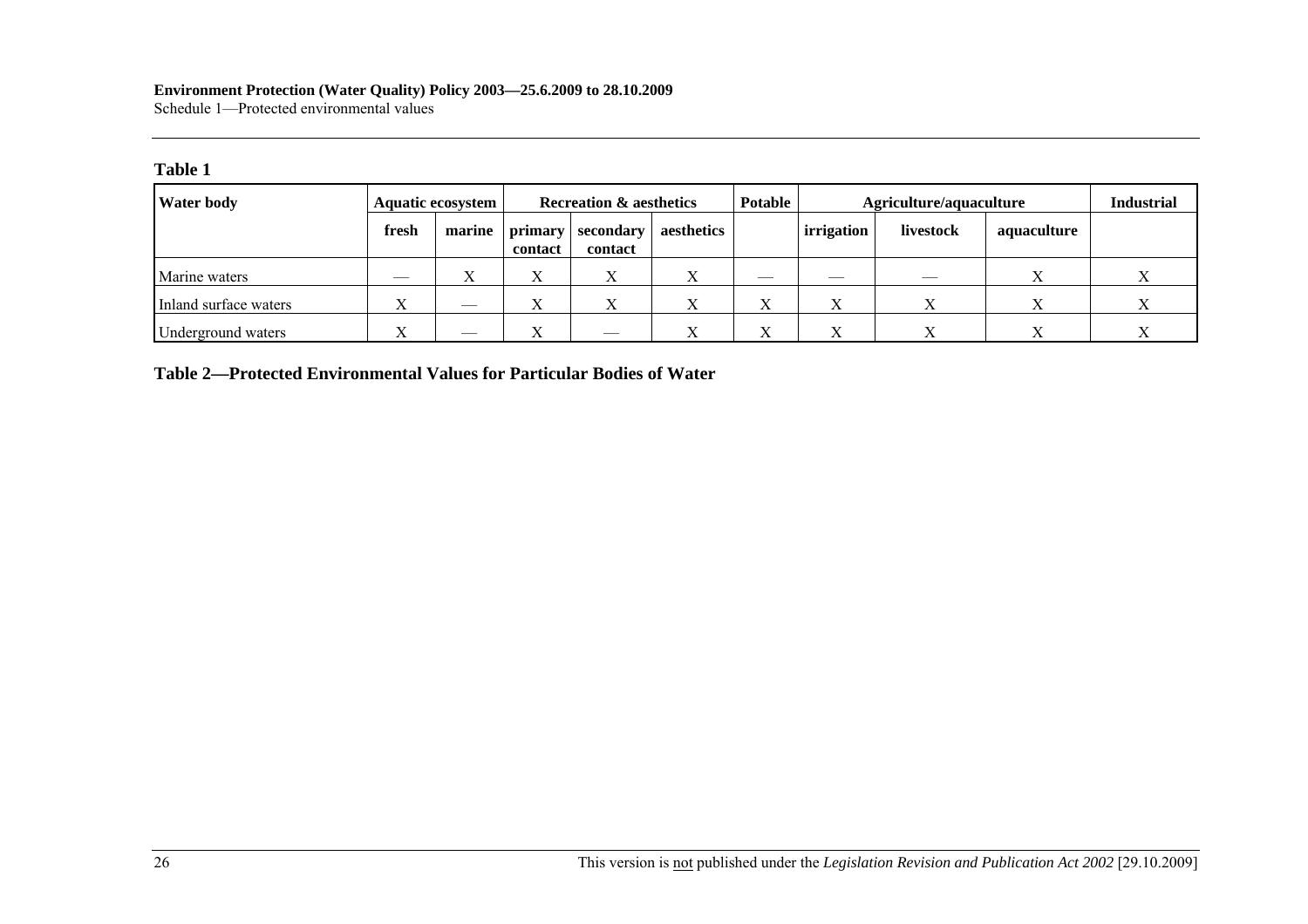**Table 1**

| Water body | Aquatic ecosystem | | Recreation & aesthetics | | | Potable | Agriculture/aquaculture | | | Industrial |
|---|---|---|---|---|---|---|---|---|---|---|
| | fresh | marine | primary contact | secondary contact | aesthetics | | irrigation | livestock | aquaculture | |
| Marine waters | — | X | X | X | X | — | — | — | X | X |
| Inland surface waters | X | — | X | X | X | X | X | X | X | X |
| Underground waters | X | — | X | — | X | X | X | X | X | X |

**Table 2—Protected Environmental Values for Particular Bodies of Water**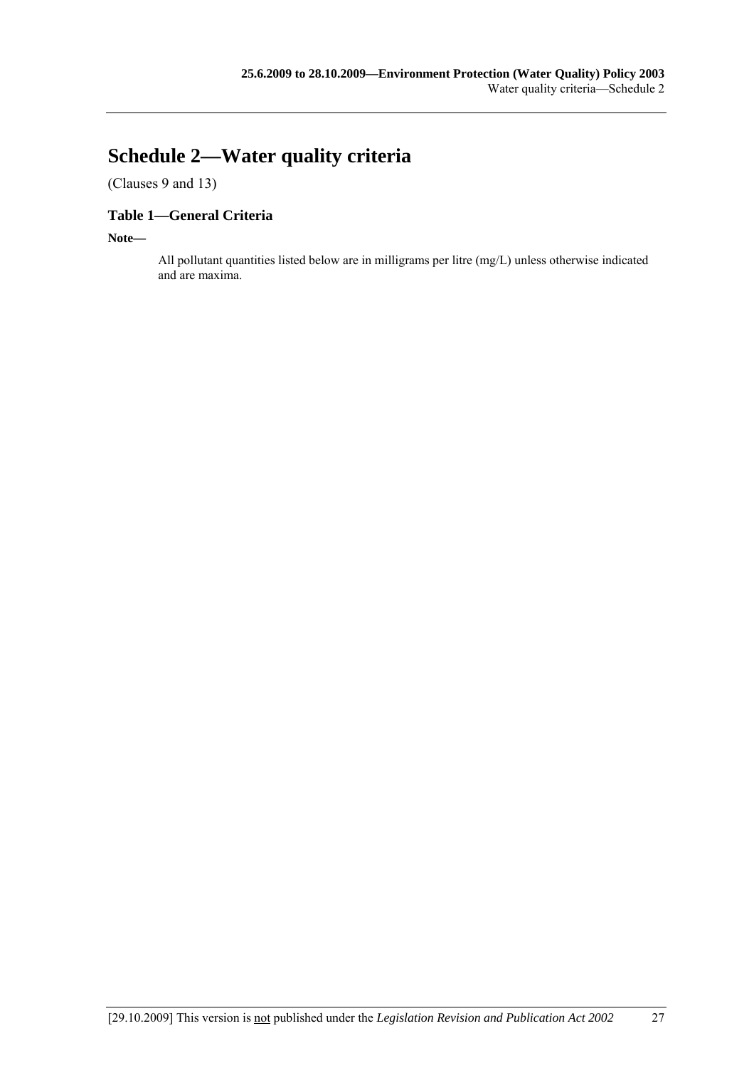# Schedule 2—Water quality criteria

(Clauses 9 and 13)

### Table 1—General Criteria

**Note—**

All pollutant quantities listed below are in milligrams per litre (mg/L) unless otherwise indicated and are maxima.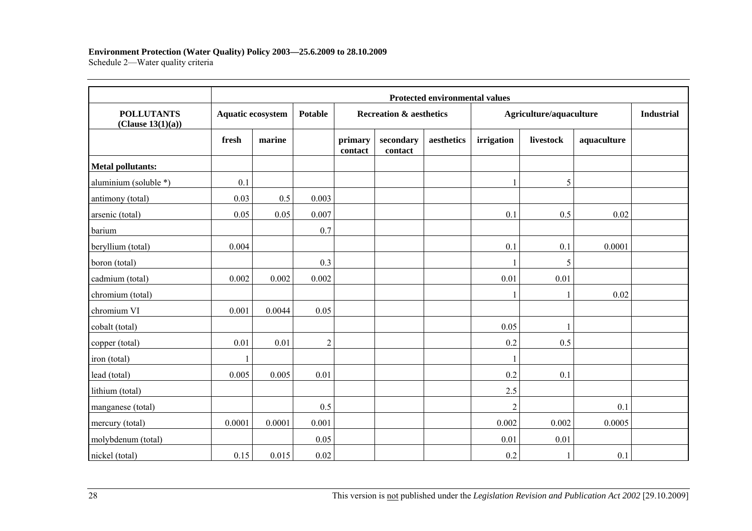| | Protected environmental values | | | | | | | | | |
|---|---|---|---|---|---|---|---|---|---|---|
| **POLLUTANTS (Clause 13(1)(a))** | **Aquatic ecosystem** | | **Potable** | **Recreation & aesthetics** | | | **Agriculture/aquaculture** | | | **Industrial** |
| | **fresh** | **marine** | | **primary contact** | **secondary contact** | **aesthetics** | **irrigation** | **livestock** | **aquaculture** | |
| **Metal pollutants:** | | | | | | | | | | |
| aluminium (soluble *) | 0.1 | | | | | | 1 | 5 | | |
| antimony (total) | 0.03 | 0.5 | 0.003 | | | | | | | |
| arsenic (total) | 0.05 | 0.05 | 0.007 | | | | 0.1 | 0.5 | 0.02 | |
| barium | | | 0.7 | | | | | | | |
| beryllium (total) | 0.004 | | | | | | 0.1 | 0.1 | 0.0001 | |
| boron (total) | | | 0.3 | | | | 1 | 5 | | |
| cadmium (total) | 0.002 | 0.002 | 0.002 | | | | 0.01 | 0.01 | | |
| chromium (total) | | | | | | | 1 | 1 | 0.02 | |
| chromium VI | 0.001 | 0.0044 | 0.05 | | | | | | | |
| cobalt (total) | | | | | | | 0.05 | 1 | | |
| copper (total) | 0.01 | 0.01 | 2 | | | | 0.2 | 0.5 | | |
| iron (total) | 1 | | | | | | 1 | | | |
| lead (total) | 0.005 | 0.005 | 0.01 | | | | 0.2 | 0.1 | | |
| lithium (total) | | | | | | | 2.5 | | | |
| manganese (total) | | | 0.5 | | | | 2 | | 0.1 | |
| mercury (total) | 0.0001 | 0.0001 | 0.001 | | | | 0.002 | 0.002 | 0.0005 | |
| molybdenum (total) | | | 0.05 | | | | 0.01 | 0.01 | | |
| nickel (total) | 0.15 | 0.015 | 0.02 | | | | 0.2 | 1 | 0.1 | |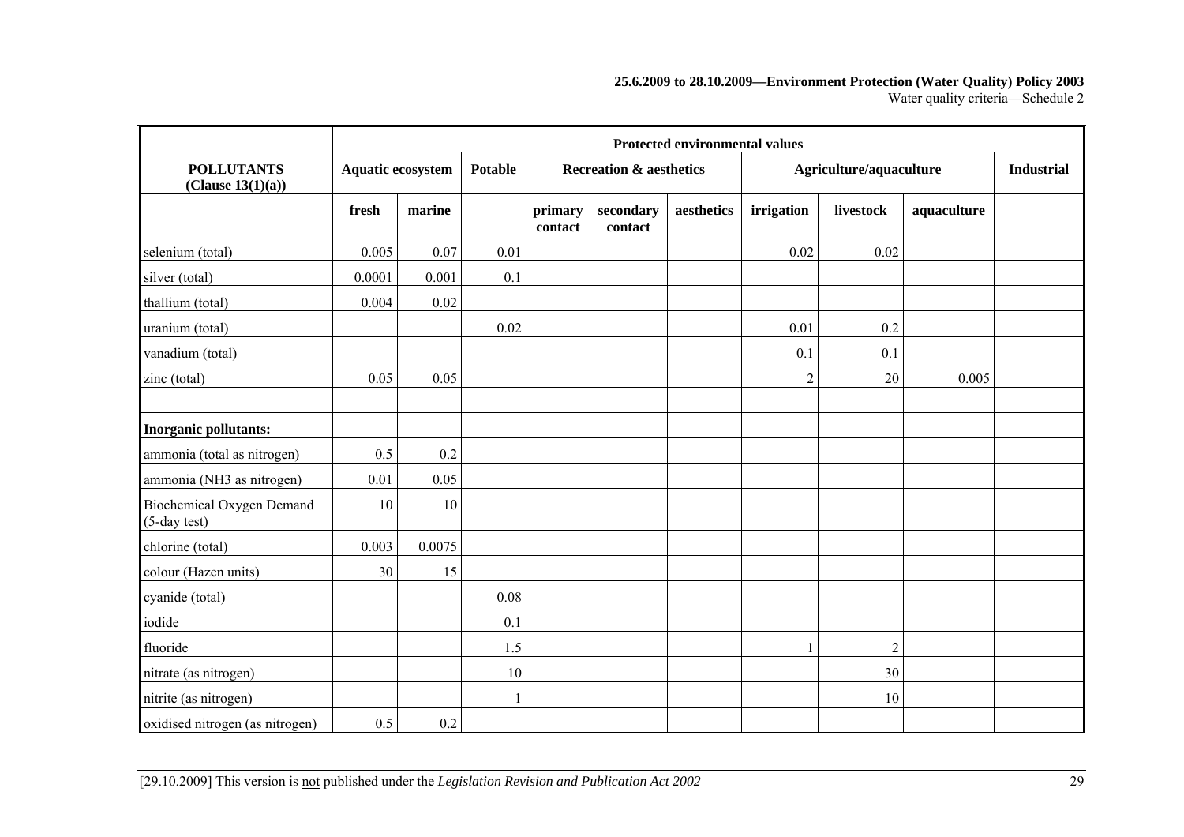| POLLUTANTS (Clause 13(1)(a)) | Protected environmental values | | | | | | | | | |
|---|---|---|---|---|---|---|---|---|---|---|
| | Aquatic ecosystem | | Potable | Recreation & aesthetics | | | Agriculture/aquaculture | | | Industrial |
| | fresh | marine | | primary contact | secondary contact | aesthetics | irrigation | livestock | aquaculture | |
| selenium (total) | 0.005 | 0.07 | 0.01 | | | | 0.02 | 0.02 | | |
| silver (total) | 0.0001 | 0.001 | 0.1 | | | | | | | |
| thallium (total) | 0.004 | 0.02 | | | | | | | | |
| uranium (total) | | | 0.02 | | | | 0.01 | 0.2 | | |
| vanadium (total) | | | | | | | 0.1 | 0.1 | | |
| zinc (total) | 0.05 | 0.05 | | | | | 2 | 20 | 0.005 | |
| | | | | | | | | | | |
| **Inorganic pollutants:** | | | | | | | | | | |
| ammonia (total as nitrogen) | 0.5 | 0.2 | | | | | | | | |
| ammonia (NH3 as nitrogen) | 0.01 | 0.05 | | | | | | | | |
| Biochemical Oxygen Demand (5-day test) | 10 | 10 | | | | | | | | |
| chlorine (total) | 0.003 | 0.0075 | | | | | | | | |
| colour (Hazen units) | 30 | 15 | | | | | | | | |
| cyanide (total) | | | 0.08 | | | | | | | |
| iodide | | | 0.1 | | | | | | | |
| fluoride | | | 1.5 | | | | 1 | 2 | | |
| nitrate (as nitrogen) | | | 10 | | | | | 30 | | |
| nitrite (as nitrogen) | | | 1 | | | | | 10 | | |
| oxidised nitrogen (as nitrogen) | 0.5 | 0.2 | | | | | | | | |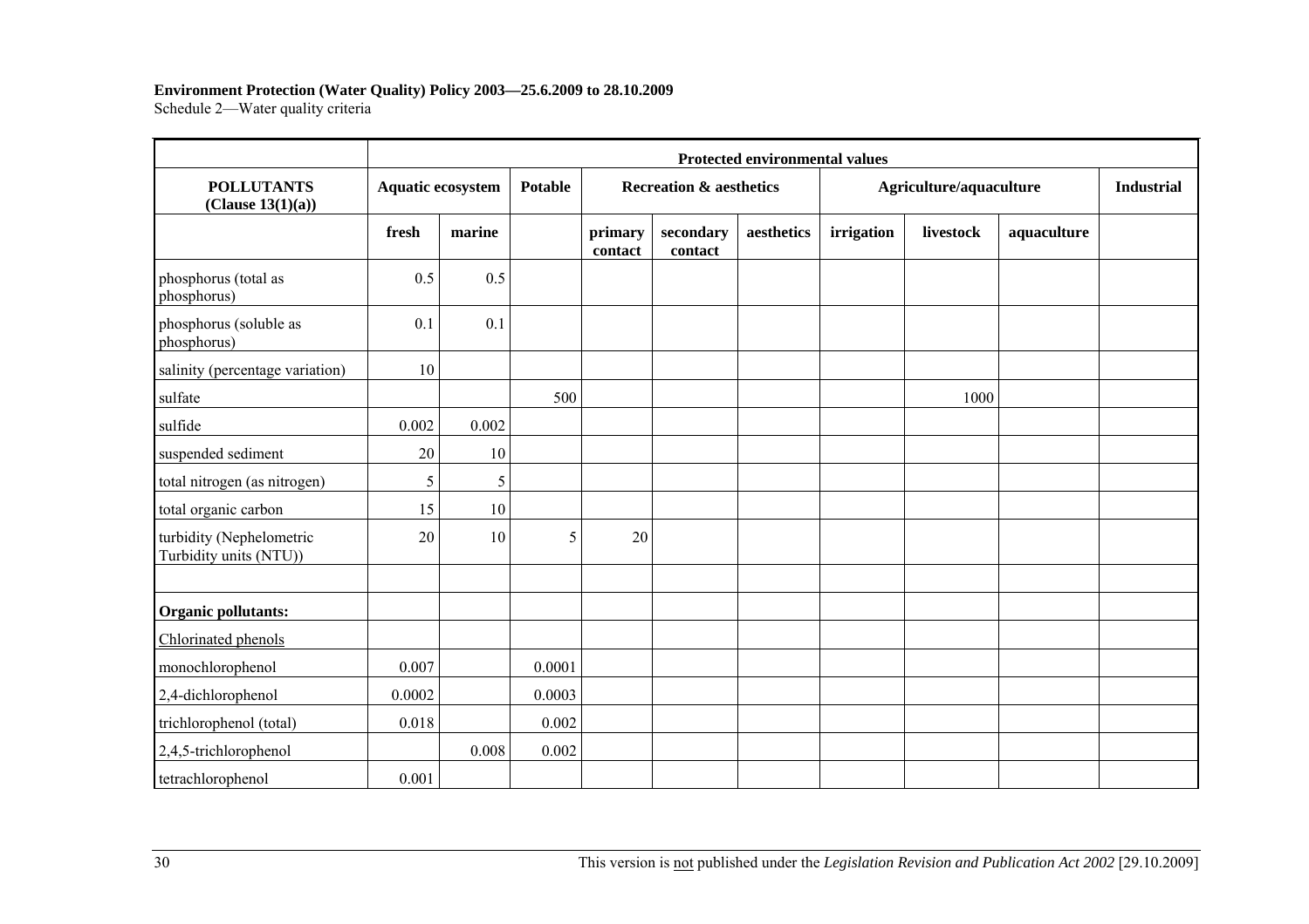**Environment Protection (Water Quality) Policy 2003—25.6.2009 to 28.10.2009**

Schedule 2—Water quality criteria

| | Protected environmental values | | | | | | | | | |
|---|---|---|---|---|---|---|---|---|---|---|
| **POLLUTANTS (Clause 13(1)(a))** | **Aquatic ecosystem** | | **Potable** | **Recreation & aesthetics** | | | **Agriculture/aquaculture** | | | **Industrial** |
| | **fresh** | **marine** | | **primary contact** | **secondary contact** | **aesthetics** | **irrigation** | **livestock** | **aquaculture** | |
| phosphorus (total as phosphorus) | 0.5 | 0.5 | | | | | | | | |
| phosphorus (soluble as phosphorus) | 0.1 | 0.1 | | | | | | | | |
| salinity (percentage variation) | 10 | | | | | | | | | |
| sulfate | | | 500 | | | | | 1000 | | |
| sulfide | 0.002 | 0.002 | | | | | | | | |
| suspended sediment | 20 | 10 | | | | | | | | |
| total nitrogen (as nitrogen) | 5 | 5 | | | | | | | | |
| total organic carbon | 15 | 10 | | | | | | | | |
| turbidity (Nephelometric Turbidity units (NTU)) | 20 | 10 | 5 | 20 | | | | | | |
| | | | | | | | | | | |
| **Organic pollutants:** | | | | | | | | | | |
| Chlorinated phenols | | | | | | | | | | |
| monochlorophenol | 0.007 | | 0.0001 | | | | | | | |
| 2,4-dichlorophenol | 0.0002 | | 0.0003 | | | | | | | |
| trichlorophenol (total) | 0.018 | | 0.002 | | | | | | | |
| 2,4,5-trichlorophenol | | 0.008 | 0.002 | | | | | | | |
| tetrachlorophenol | 0.001 | | | | | | | | | |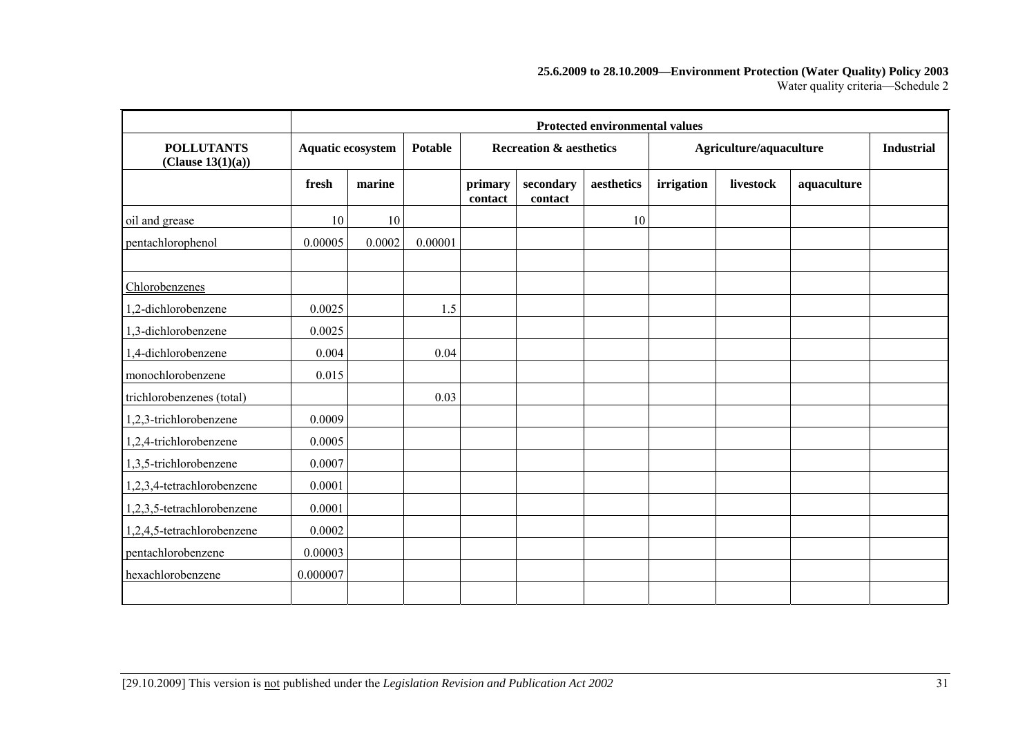| POLLUTANTS (Clause 13(1)(a)) | Protected environmental values | | | | | | | | | |
|---|---|---|---|---|---|---|---|---|---|---|
| | Aquatic ecosystem | | Potable | Recreation & aesthetics | | | Agriculture/aquaculture | | | Industrial |
| | fresh | marine | | primary contact | secondary contact | aesthetics | irrigation | livestock | aquaculture | |
| oil and grease | 10 | 10 | | | | 10 | | | | |
| pentachlorophenol | 0.00005 | 0.0002 | 0.00001 | | | | | | | |
| | | | | | | | | | | |
| Chlorobenzenes | | | | | | | | | | |
| 1,2-dichlorobenzene | 0.0025 | | 1.5 | | | | | | | |
| 1,3-dichlorobenzene | 0.0025 | | | | | | | | | |
| 1,4-dichlorobenzene | 0.004 | | 0.04 | | | | | | | |
| monochlorobenzene | 0.015 | | | | | | | | | |
| trichlorobenzenes (total) | | | 0.03 | | | | | | | |
| 1,2,3-trichlorobenzene | 0.0009 | | | | | | | | | |
| 1,2,4-trichlorobenzene | 0.0005 | | | | | | | | | |
| 1,3,5-trichlorobenzene | 0.0007 | | | | | | | | | |
| 1,2,3,4-tetrachlorobenzene | 0.0001 | | | | | | | | | |
| 1,2,3,5-tetrachlorobenzene | 0.0001 | | | | | | | | | |
| 1,2,4,5-tetrachlorobenzene | 0.0002 | | | | | | | | | |
| pentachlorobenzene | 0.00003 | | | | | | | | | |
| hexachlorobenzene | 0.000007 | | | | | | | | | |
| | | | | | | | | | | |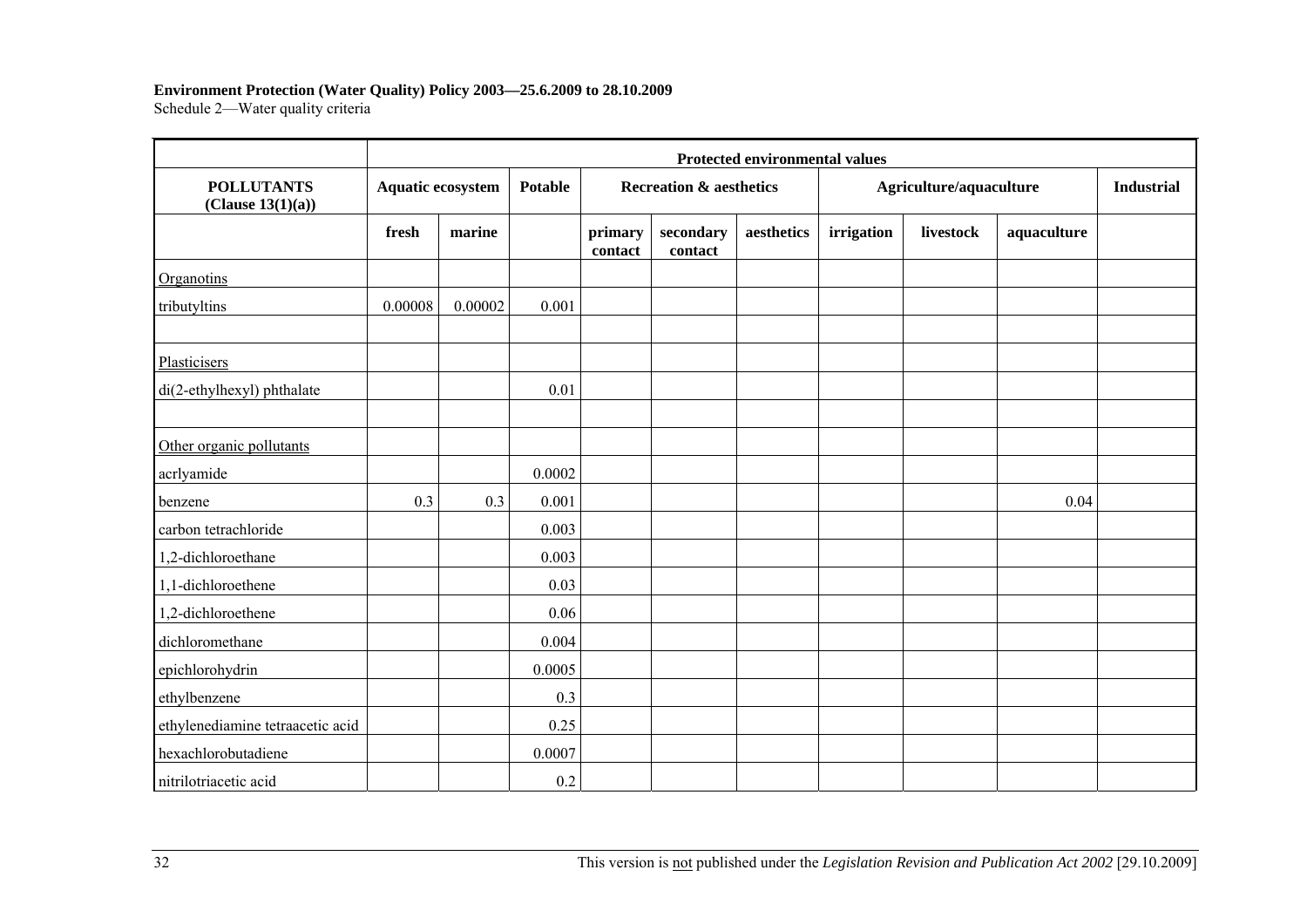**Environment Protection (Water Quality) Policy 2003—25.6.2009 to 28.10.2009**
Schedule 2—Water quality criteria

| | Protected environmental values | | | | | | | | | |
|---|---|---|---|---|---|---|---|---|---|---|
| **POLLUTANTS (Clause 13(1)(a))** | **Aquatic ecosystem** | | **Potable** | **Recreation & aesthetics** | | | **Agriculture/aquaculture** | | | **Industrial** |
| | **fresh** | **marine** | | **primary contact** | **secondary contact** | **aesthetics** | **irrigation** | **livestock** | **aquaculture** | |
| Organotins | | | | | | | | | | |
| tributyltins | 0.00008 | 0.00002 | 0.001 | | | | | | | |
| | | | | | | | | | | |
| Plasticisers | | | | | | | | | | |
| di(2-ethylhexyl) phthalate | | | 0.01 | | | | | | | |
| | | | | | | | | | | |
| Other organic pollutants | | | | | | | | | | |
| acrlyamide | | | 0.0002 | | | | | | | |
| benzene | 0.3 | 0.3 | 0.001 | | | | | | 0.04 | |
| carbon tetrachloride | | | 0.003 | | | | | | | |
| 1,2-dichloroethane | | | 0.003 | | | | | | | |
| 1,1-dichloroethene | | | 0.03 | | | | | | | |
| 1,2-dichloroethene | | | 0.06 | | | | | | | |
| dichloromethane | | | 0.004 | | | | | | | |
| epichlorohydrin | | | 0.0005 | | | | | | | |
| ethylbenzene | | | 0.3 | | | | | | | |
| ethylenediamine tetraacetic acid | | | 0.25 | | | | | | | |
| hexachlorobutadiene | | | 0.0007 | | | | | | | |
| nitrilotriacetic acid | | | 0.2 | | | | | | | |

This version is not published under the *Legislation Revision and Publication Act 2002* [29.10.2009]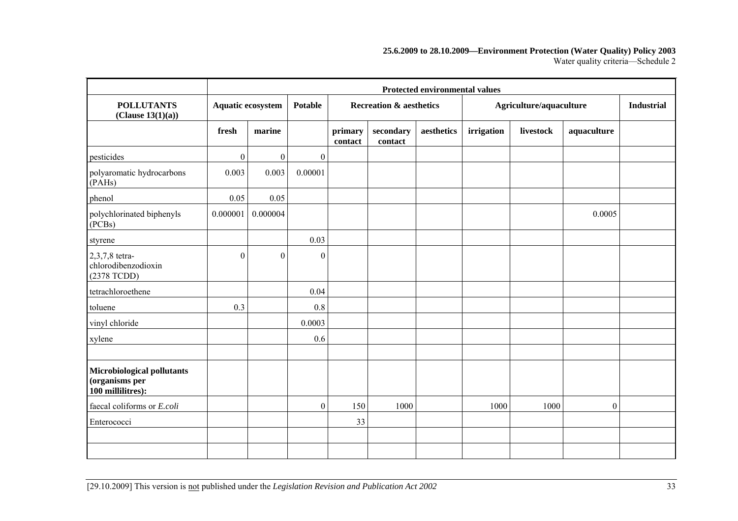| | Protected environmental values | | | | | | | | | |
|---|---|---|---|---|---|---|---|---|---|---|
| **POLLUTANTS (Clause 13(1)(a))** | **Aquatic ecosystem** | | **Potable** | **Recreation & aesthetics** | | | **Agriculture/aquaculture** | | | **Industrial** |
| | **fresh** | **marine** | | **primary contact** | **secondary contact** | **aesthetics** | **irrigation** | **livestock** | **aquaculture** | |
| pesticides | 0 | 0 | 0 | | | | | | | |
| polyaromatic hydrocarbons (PAHs) | 0.003 | 0.003 | 0.00001 | | | | | | | |
| phenol | 0.05 | 0.05 | | | | | | | | |
| polychlorinated biphenyls (PCBs) | 0.000001 | 0.000004 | | | | | | | 0.0005 | |
| styrene | | | 0.03 | | | | | | | |
| 2,3,7,8 tetra-chlorodibenzodioxin (2378 TCDD) | 0 | 0 | 0 | | | | | | | |
| tetrachloroethene | | | 0.04 | | | | | | | |
| toluene | 0.3 | | 0.8 | | | | | | | |
| vinyl chloride | | | 0.0003 | | | | | | | |
| xylene | | | 0.6 | | | | | | | |
| | | | | | | | | | | |
| **Microbiological pollutants (organisms per 100 millilitres):** | | | | | | | | | | |
| faecal coliforms or *E.coli* | | | 0 | 150 | 1000 | | 1000 | 1000 | 0 | |
| Enterococci | | | | 33 | | | | | | |
| | | | | | | | | | | |
| | | | | | | | | | | |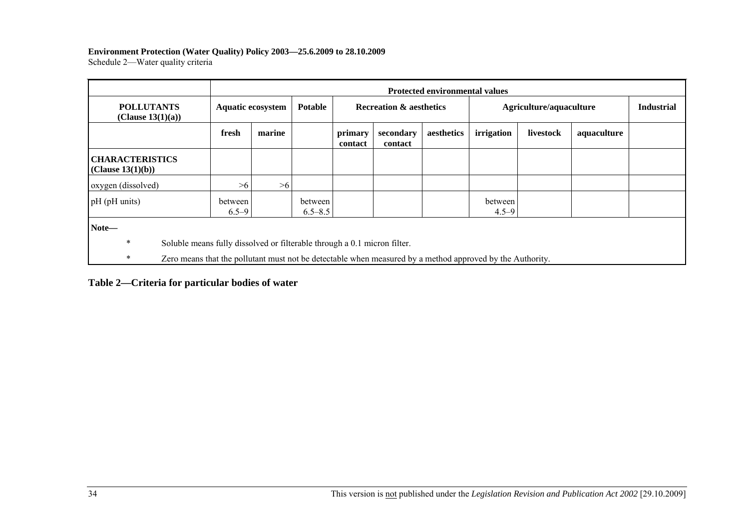| | Protected environmental values | | | | | | | | | |
|---|---|---|---|---|---|---|---|---|---|---|
| **POLLUTANTS (Clause 13(1)(a))** | **Aquatic ecosystem** | | **Potable** | **Recreation & aesthetics** | | | **Agriculture/aquaculture** | | | **Industrial** |
| | **fresh** | **marine** | | **primary contact** | **secondary contact** | **aesthetics** | **irrigation** | **livestock** | **aquaculture** | |
| **CHARACTERISTICS (Clause 13(1)(b))** | | | | | | | | | | |
| oxygen (dissolved) | >6 | >6 | | | | | | | | |
| pH (pH units) | between 6.5–9 | | between 6.5–8.5 | | | | between 4.5–9 | | | |

**Note—**

\* Soluble means fully dissolved or filterable through a 0.1 micron filter.

\* Zero means that the pollutant must not be detectable when measured by a method approved by the Authority.

## Table 2—Criteria for particular bodies of water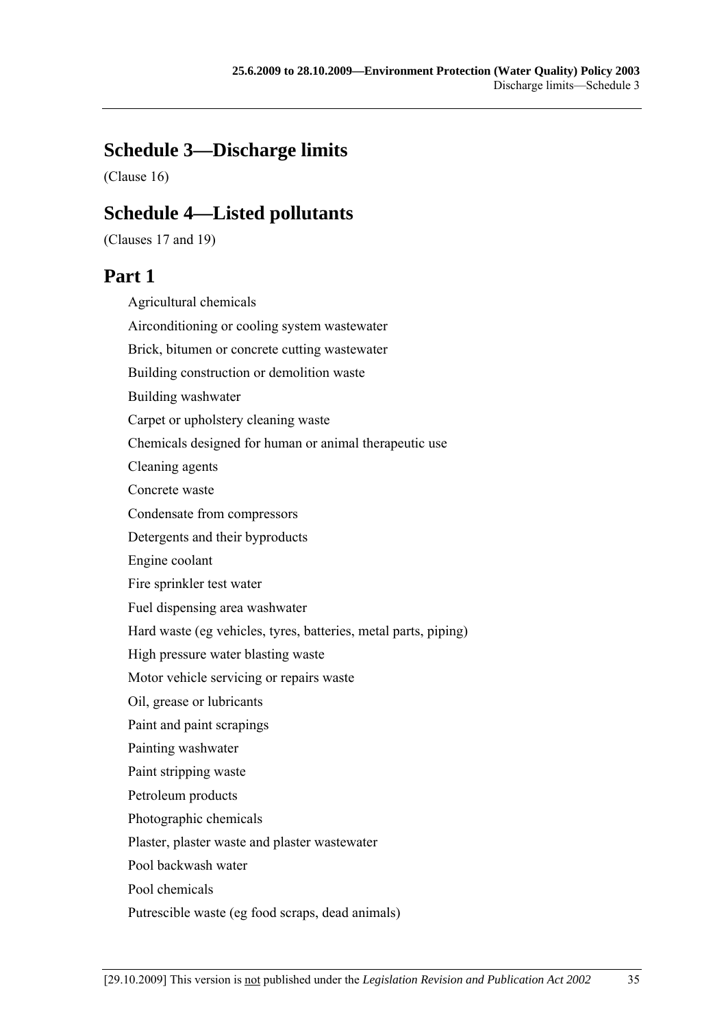## Schedule 3—Discharge limits

(Clause 16)

## Schedule 4—Listed pollutants

(Clauses 17 and 19)

## Part 1

Agricultural chemicals

Airconditioning or cooling system wastewater

Brick, bitumen or concrete cutting wastewater

Building construction or demolition waste

Building washwater

Carpet or upholstery cleaning waste

Chemicals designed for human or animal therapeutic use

Cleaning agents

Concrete waste

Condensate from compressors

Detergents and their byproducts

Engine coolant

Fire sprinkler test water

Fuel dispensing area washwater

Hard waste (eg vehicles, tyres, batteries, metal parts, piping)

High pressure water blasting waste

Motor vehicle servicing or repairs waste

Oil, grease or lubricants

Paint and paint scrapings

Painting washwater

Paint stripping waste

Petroleum products

Photographic chemicals

Plaster, plaster waste and plaster wastewater

Pool backwash water

Pool chemicals

Putrescible waste (eg food scraps, dead animals)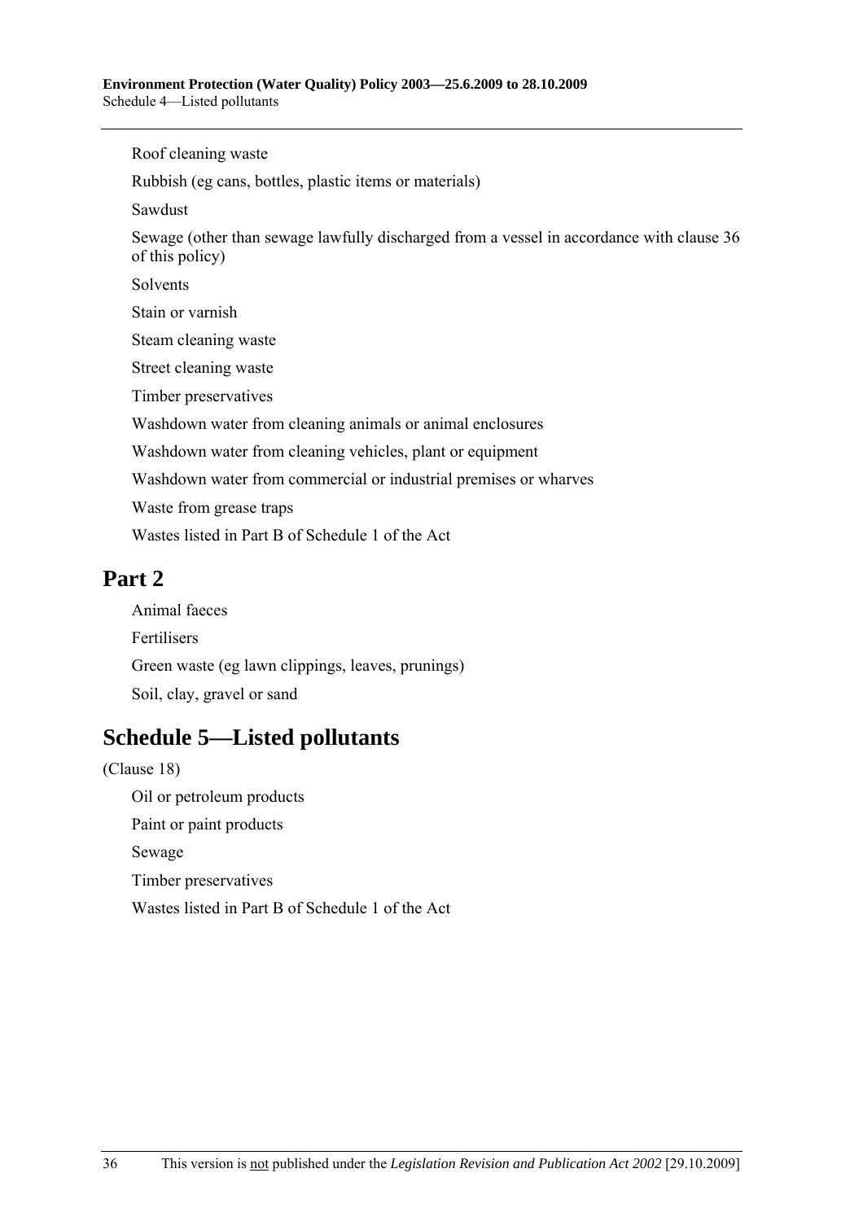Roof cleaning waste

Rubbish (eg cans, bottles, plastic items or materials)

Sawdust

Sewage (other than sewage lawfully discharged from a vessel in accordance with clause 36 of this policy)

Solvents

Stain or varnish

Steam cleaning waste

Street cleaning waste

Timber preservatives

Washdown water from cleaning animals or animal enclosures

Washdown water from cleaning vehicles, plant or equipment

Washdown water from commercial or industrial premises or wharves

Waste from grease traps

Wastes listed in Part B of Schedule 1 of the Act

## Part 2

Animal faeces

Fertilisers

Green waste (eg lawn clippings, leaves, prunings)

Soil, clay, gravel or sand

# Schedule 5—Listed pollutants

(Clause 18)

Oil or petroleum products

Paint or paint products

Sewage

Timber preservatives

Wastes listed in Part B of Schedule 1 of the Act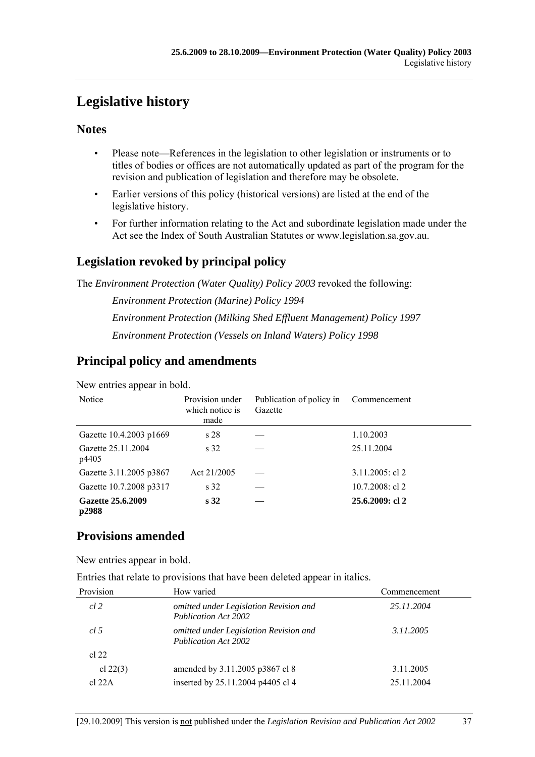# Legislative history

## Notes

- Please note—References in the legislation to other legislation or instruments or to titles of bodies or offices are not automatically updated as part of the program for the revision and publication of legislation and therefore may be obsolete.
- Earlier versions of this policy (historical versions) are listed at the end of the legislative history.
- For further information relating to the Act and subordinate legislation made under the Act see the Index of South Australian Statutes or www.legislation.sa.gov.au.

## Legislation revoked by principal policy

The *Environment Protection (Water Quality) Policy 2003* revoked the following:

*Environment Protection (Marine) Policy 1994*

*Environment Protection (Milking Shed Effluent Management) Policy 1997*

*Environment Protection (Vessels on Inland Waters) Policy 1998*

## Principal policy and amendments

New entries appear in bold.

| Notice | Provision under which notice is made | Publication of policy in Gazette | Commencement |
|---|---|---|---|
| Gazette 10.4.2003 p1669 | s 28 | — | 1.10.2003 |
| Gazette 25.11.2004 p4405 | s 32 | — | 25.11.2004 |
| Gazette 3.11.2005 p3867 | Act 21/2005 | — | 3.11.2005: cl 2 |
| Gazette 10.7.2008 p3317 | s 32 | — | 10.7.2008: cl 2 |
| **Gazette 25.6.2009 p2988** | **s 32** | **—** | **25.6.2009: cl 2** |

## Provisions amended

New entries appear in bold.

Entries that relate to provisions that have been deleted appear in italics.

| Provision | How varied | Commencement |
|---|---|---|
| *cl 2* | *omitted under Legislation Revision and Publication Act 2002* | *25.11.2004* |
| *cl 5* | *omitted under Legislation Revision and Publication Act 2002* | *3.11.2005* |
| cl 22 | | |
| cl 22(3) | amended by 3.11.2005 p3867 cl 8 | 3.11.2005 |
| cl 22A | inserted by 25.11.2004 p4405 cl 4 | 25.11.2004 |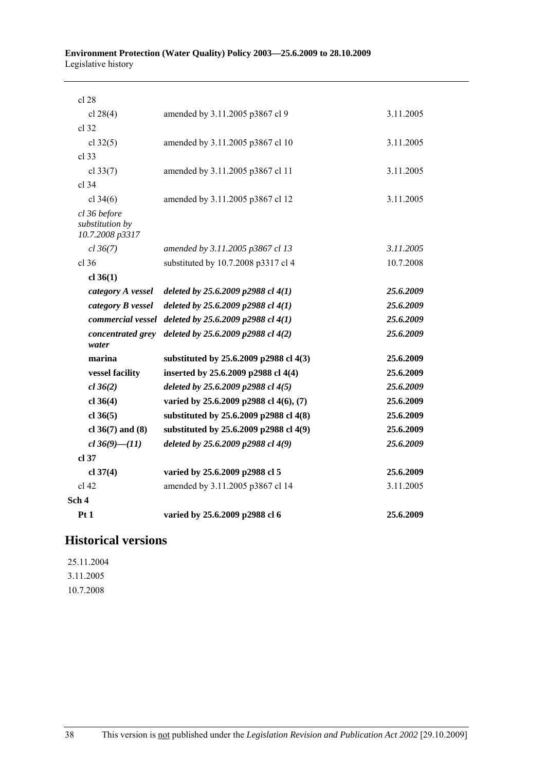| | | |
|---|---|---|
| cl 28 | | |
| cl 28(4) | amended by 3.11.2005 p3867 cl 9 | 3.11.2005 |
| cl 32 | | |
| cl 32(5) | amended by 3.11.2005 p3867 cl 10 | 3.11.2005 |
| cl 33 | | |
| cl 33(7) | amended by 3.11.2005 p3867 cl 11 | 3.11.2005 |
| cl 34 | | |
| cl 34(6) | amended by 3.11.2005 p3867 cl 12 | 3.11.2005 |
| *cl 36 before substitution by 10.7.2008 p3317* | | |
| *cl 36(7)* | *amended by 3.11.2005 p3867 cl 13* | *3.11.2005* |
| cl 36 | substituted by 10.7.2008 p3317 cl 4 | 10.7.2008 |
| **cl 36(1)** | | |
| ***category A vessel*** | ***deleted by 25.6.2009 p2988 cl 4(1)*** | ***25.6.2009*** |
| ***category B vessel*** | ***deleted by 25.6.2009 p2988 cl 4(1)*** | ***25.6.2009*** |
| ***commercial vessel*** | ***deleted by 25.6.2009 p2988 cl 4(1)*** | ***25.6.2009*** |
| ***concentrated grey water*** | ***deleted by 25.6.2009 p2988 cl 4(2)*** | ***25.6.2009*** |
| **marina** | **substituted by 25.6.2009 p2988 cl 4(3)** | **25.6.2009** |
| **vessel facility** | **inserted by 25.6.2009 p2988 cl 4(4)** | **25.6.2009** |
| ***cl 36(2)*** | ***deleted by 25.6.2009 p2988 cl 4(5)*** | ***25.6.2009*** |
| **cl 36(4)** | **varied by 25.6.2009 p2988 cl 4(6), (7)** | **25.6.2009** |
| **cl 36(5)** | **substituted by 25.6.2009 p2988 cl 4(8)** | **25.6.2009** |
| **cl 36(7) and (8)** | **substituted by 25.6.2009 p2988 cl 4(9)** | **25.6.2009** |
| ***cl 36(9)—(11)*** | ***deleted by 25.6.2009 p2988 cl 4(9)*** | ***25.6.2009*** |
| **cl 37** | | |
| **cl 37(4)** | **varied by 25.6.2009 p2988 cl 5** | **25.6.2009** |
| cl 42 | amended by 3.11.2005 p3867 cl 14 | 3.11.2005 |
| **Sch 4** | | |
| **Pt 1** | **varied by 25.6.2009 p2988 cl 6** | **25.6.2009** |

## Historical versions

25.11.2004

3.11.2005

10.7.2008